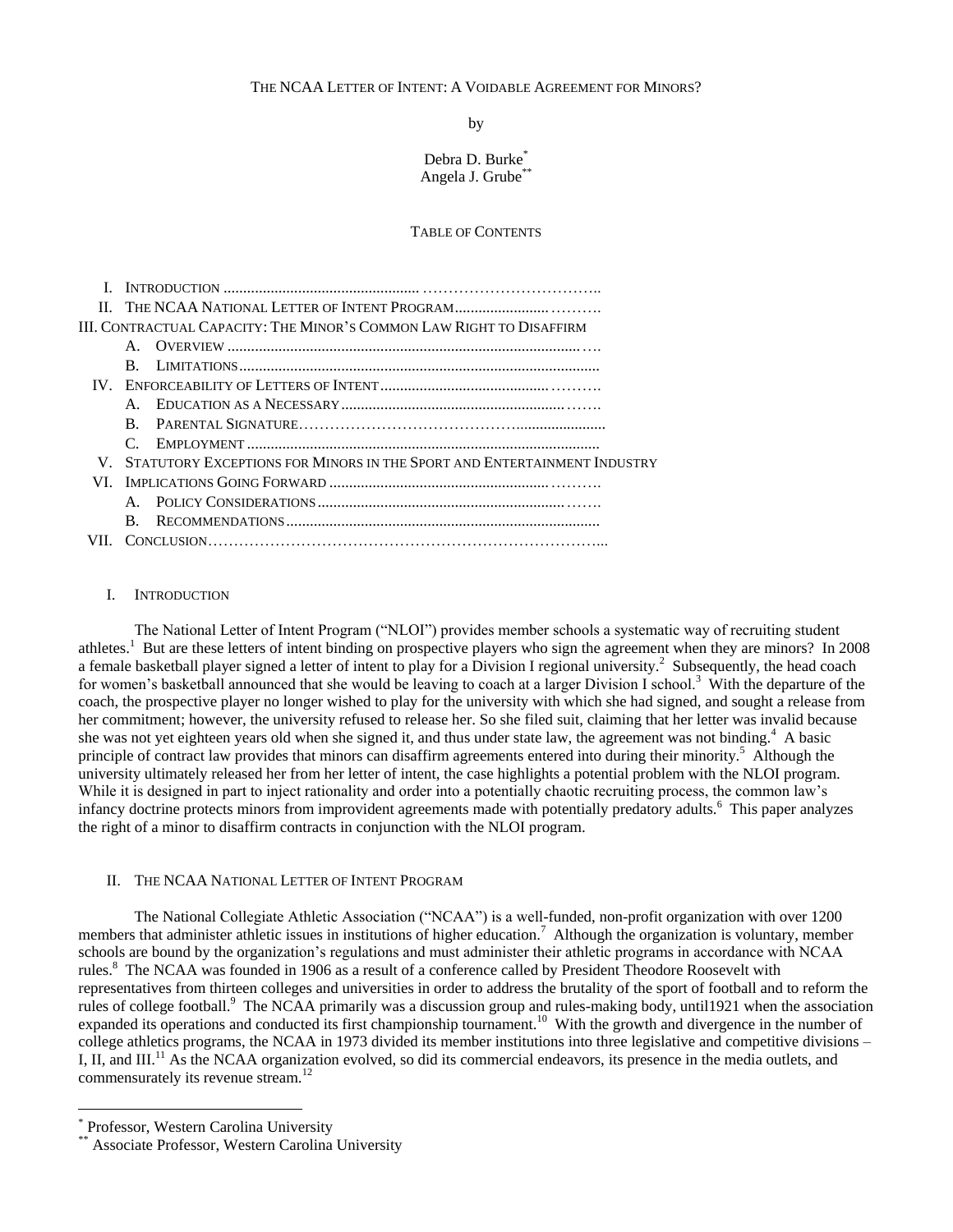# THE NCAA LETTER OF INTENT: A VOIDABLE AGREEMENT FOR MINORS?

by

Debra D. Burke[*]
Angela J. Grube[**]

TABLE OF CONTENTS

I. INTRODUCTION
II. THE NCAA NATIONAL LETTER OF INTENT PROGRAM
III. CONTRACTUAL CAPACITY: THE MINOR'S COMMON LAW RIGHT TO DISAFFIRM
  A. OVERVIEW
  B. LIMITATIONS
IV. ENFORCEABILITY OF LETTERS OF INTENT
  A. EDUCATION AS A NECESSARY
  B. PARENTAL SIGNATURE
  C. EMPLOYMENT
V. STATUTORY EXCEPTIONS FOR MINORS IN THE SPORT AND ENTERTAINMENT INDUSTRY
VI. IMPLICATIONS GOING FORWARD
  A. POLICY CONSIDERATIONS
  B. RECOMMENDATIONS
VII. CONCLUSION

## I. INTRODUCTION

The National Letter of Intent Program ("NLOI") provides member schools a systematic way of recruiting student athletes.[1] But are these letters of intent binding on prospective players who sign the agreement when they are minors? In 2008 a female basketball player signed a letter of intent to play for a Division I regional university.[2] Subsequently, the head coach for women's basketball announced that she would be leaving to coach at a larger Division I school.[3] With the departure of the coach, the prospective player no longer wished to play for the university with which she had signed, and sought a release from her commitment; however, the university refused to release her. So she filed suit, claiming that her letter was invalid because she was not yet eighteen years old when she signed it, and thus under state law, the agreement was not binding.[4] A basic principle of contract law provides that minors can disaffirm agreements entered into during their minority.[5] Although the university ultimately released her from her letter of intent, the case highlights a potential problem with the NLOI program. While it is designed in part to inject rationality and order into a potentially chaotic recruiting process, the common law's infancy doctrine protects minors from improvident agreements made with potentially predatory adults.[6] This paper analyzes the right of a minor to disaffirm contracts in conjunction with the NLOI program.

## II. THE NCAA NATIONAL LETTER OF INTENT PROGRAM

The National Collegiate Athletic Association ("NCAA") is a well-funded, non-profit organization with over 1200 members that administer athletic issues in institutions of higher education.[7] Although the organization is voluntary, member schools are bound by the organization's regulations and must administer their athletic programs in accordance with NCAA rules.[8] The NCAA was founded in 1906 as a result of a conference called by President Theodore Roosevelt with representatives from thirteen colleges and universities in order to address the brutality of the sport of football and to reform the rules of college football.[9] The NCAA primarily was a discussion group and rules-making body, until1921 when the association expanded its operations and conducted its first championship tournament.[10] With the growth and divergence in the number of college athletics programs, the NCAA in 1973 divided its member institutions into three legislative and competitive divisions – I, II, and III.[11] As the NCAA organization evolved, so did its commercial endeavors, its presence in the media outlets, and commensurately its revenue stream.[12]

---

[*] Professor, Western Carolina University
[**] Associate Professor, Western Carolina University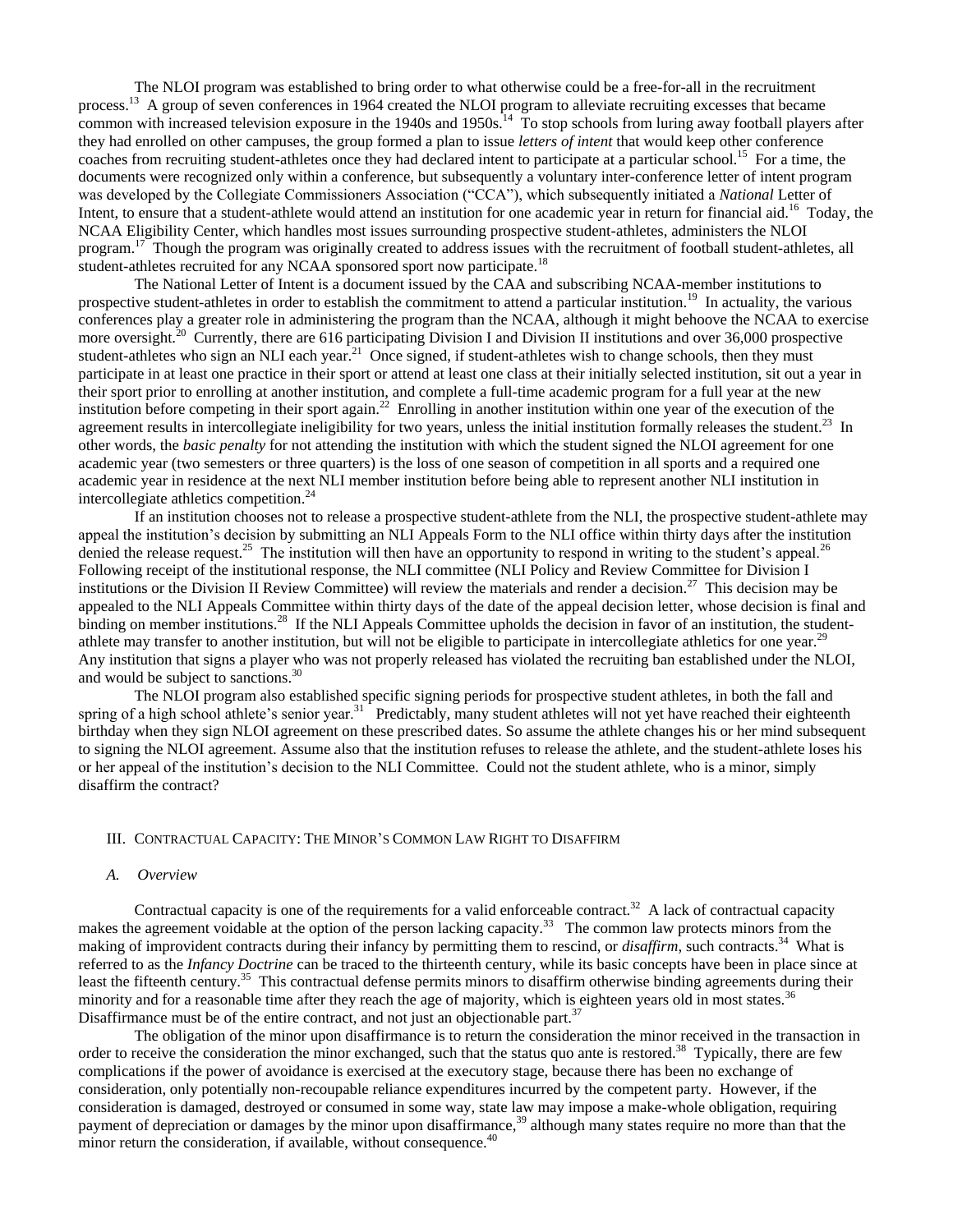The NLOI program was established to bring order to what otherwise could be a free-for-all in the recruitment process.[13] A group of seven conferences in 1964 created the NLOI program to alleviate recruiting excesses that became common with increased television exposure in the 1940s and 1950s.[14] To stop schools from luring away football players after they had enrolled on other campuses, the group formed a plan to issue *letters of intent* that would keep other conference coaches from recruiting student-athletes once they had declared intent to participate at a particular school.[15] For a time, the documents were recognized only within a conference, but subsequently a voluntary inter-conference letter of intent program was developed by the Collegiate Commissioners Association ("CCA"), which subsequently initiated a *National* Letter of Intent, to ensure that a student-athlete would attend an institution for one academic year in return for financial aid.[16] Today, the NCAA Eligibility Center, which handles most issues surrounding prospective student-athletes, administers the NLOI program.[17] Though the program was originally created to address issues with the recruitment of football student-athletes, all student-athletes recruited for any NCAA sponsored sport now participate.[18]

The National Letter of Intent is a document issued by the CAA and subscribing NCAA-member institutions to prospective student-athletes in order to establish the commitment to attend a particular institution.[19] In actuality, the various conferences play a greater role in administering the program than the NCAA, although it might behoove the NCAA to exercise more oversight.[20] Currently, there are 616 participating Division I and Division II institutions and over 36,000 prospective student-athletes who sign an NLI each year.[21] Once signed, if student-athletes wish to change schools, then they must participate in at least one practice in their sport or attend at least one class at their initially selected institution, sit out a year in their sport prior to enrolling at another institution, and complete a full-time academic program for a full year at the new institution before competing in their sport again.[22] Enrolling in another institution within one year of the execution of the agreement results in intercollegiate ineligibility for two years, unless the initial institution formally releases the student.[23] In other words, the *basic penalty* for not attending the institution with which the student signed the NLOI agreement for one academic year (two semesters or three quarters) is the loss of one season of competition in all sports and a required one academic year in residence at the next NLI member institution before being able to represent another NLI institution in intercollegiate athletics competition.[24]

If an institution chooses not to release a prospective student-athlete from the NLI, the prospective student-athlete may appeal the institution's decision by submitting an NLI Appeals Form to the NLI office within thirty days after the institution denied the release request.[25] The institution will then have an opportunity to respond in writing to the student's appeal.[26] Following receipt of the institutional response, the NLI committee (NLI Policy and Review Committee for Division I institutions or the Division II Review Committee) will review the materials and render a decision.[27] This decision may be appealed to the NLI Appeals Committee within thirty days of the date of the appeal decision letter, whose decision is final and binding on member institutions.[28] If the NLI Appeals Committee upholds the decision in favor of an institution, the student-athlete may transfer to another institution, but will not be eligible to participate in intercollegiate athletics for one year.[29] Any institution that signs a player who was not properly released has violated the recruiting ban established under the NLOI, and would be subject to sanctions.[30]

The NLOI program also established specific signing periods for prospective student athletes, in both the fall and spring of a high school athlete's senior year.[31] Predictably, many student athletes will not yet have reached their eighteenth birthday when they sign NLOI agreement on these prescribed dates. So assume the athlete changes his or her mind subsequent to signing the NLOI agreement. Assume also that the institution refuses to release the athlete, and the student-athlete loses his or her appeal of the institution's decision to the NLI Committee. Could not the student athlete, who is a minor, simply disaffirm the contract?

## III. Contractual Capacity: The Minor's Common Law Right to Disaffirm

### *A. Overview*

Contractual capacity is one of the requirements for a valid enforceable contract.[32] A lack of contractual capacity makes the agreement voidable at the option of the person lacking capacity.[33] The common law protects minors from the making of improvident contracts during their infancy by permitting them to rescind, or *disaffirm*, such contracts.[34] What is referred to as the *Infancy Doctrine* can be traced to the thirteenth century, while its basic concepts have been in place since at least the fifteenth century.[35] This contractual defense permits minors to disaffirm otherwise binding agreements during their minority and for a reasonable time after they reach the age of majority, which is eighteen years old in most states.[36] Disaffirmance must be of the entire contract, and not just an objectionable part.[37]

The obligation of the minor upon disaffirmance is to return the consideration the minor received in the transaction in order to receive the consideration the minor exchanged, such that the status quo ante is restored.[38] Typically, there are few complications if the power of avoidance is exercised at the executory stage, because there has been no exchange of consideration, only potentially non-recoupable reliance expenditures incurred by the competent party. However, if the consideration is damaged, destroyed or consumed in some way, state law may impose a make-whole obligation, requiring payment of depreciation or damages by the minor upon disaffirmance,[39] although many states require no more than that the minor return the consideration, if available, without consequence.[40]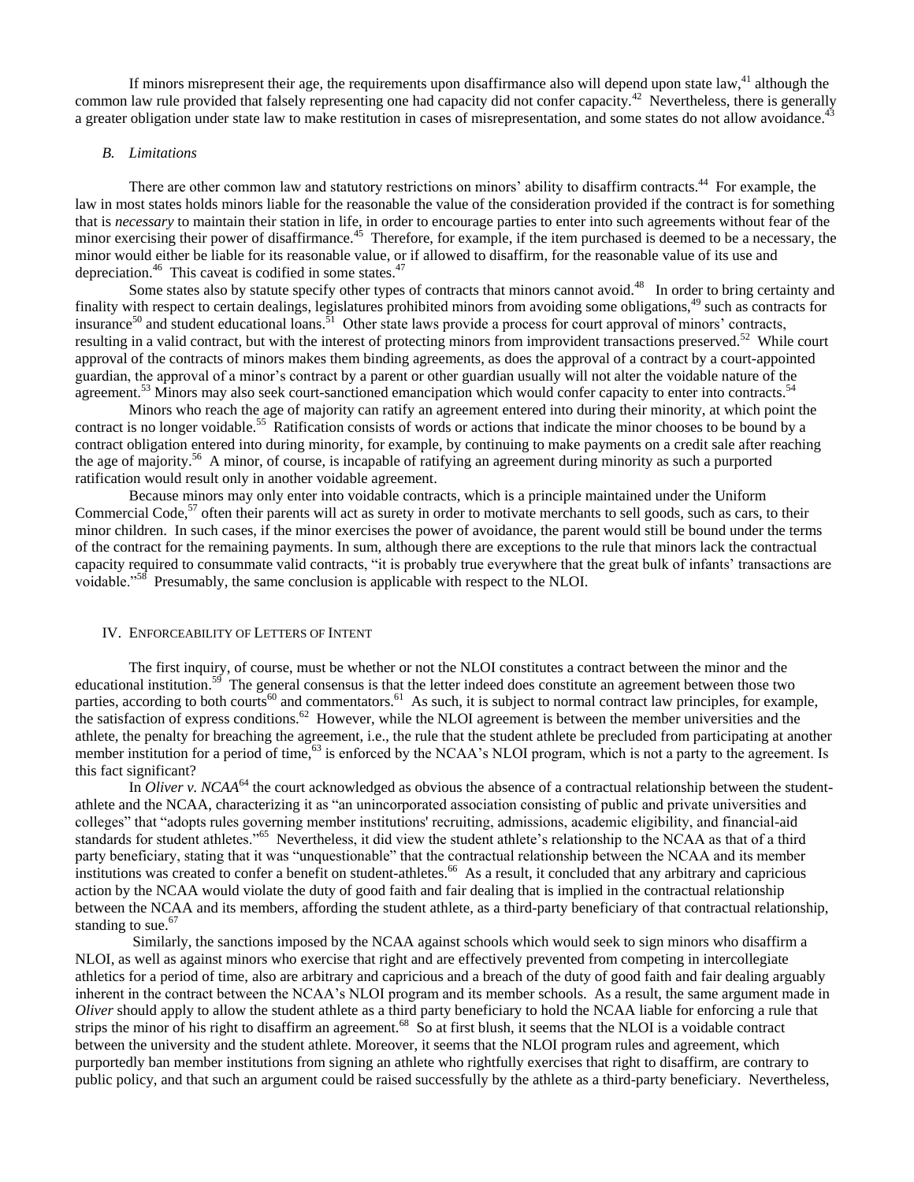If minors misrepresent their age, the requirements upon disaffirmance also will depend upon state law,[41] although the common law rule provided that falsely representing one had capacity did not confer capacity.[42] Nevertheless, there is generally a greater obligation under state law to make restitution in cases of misrepresentation, and some states do not allow avoidance.[43]

### *B. Limitations*

There are other common law and statutory restrictions on minors' ability to disaffirm contracts.[44] For example, the law in most states holds minors liable for the reasonable the value of the consideration provided if the contract is for something that is *necessary* to maintain their station in life, in order to encourage parties to enter into such agreements without fear of the minor exercising their power of disaffirmance.[45] Therefore, for example, if the item purchased is deemed to be a necessary, the minor would either be liable for its reasonable value, or if allowed to disaffirm, for the reasonable value of its use and depreciation.[46] This caveat is codified in some states.[47]

Some states also by statute specify other types of contracts that minors cannot avoid.[48] In order to bring certainty and finality with respect to certain dealings, legislatures prohibited minors from avoiding some obligations,[49] such as contracts for insurance[50] and student educational loans.[51] Other state laws provide a process for court approval of minors' contracts, resulting in a valid contract, but with the interest of protecting minors from improvident transactions preserved.[52] While court approval of the contracts of minors makes them binding agreements, as does the approval of a contract by a court-appointed guardian, the approval of a minor's contract by a parent or other guardian usually will not alter the voidable nature of the agreement.[53] Minors may also seek court-sanctioned emancipation which would confer capacity to enter into contracts.[54]

Minors who reach the age of majority can ratify an agreement entered into during their minority, at which point the contract is no longer voidable.[55] Ratification consists of words or actions that indicate the minor chooses to be bound by a contract obligation entered into during minority, for example, by continuing to make payments on a credit sale after reaching the age of majority.[56] A minor, of course, is incapable of ratifying an agreement during minority as such a purported ratification would result only in another voidable agreement.

Because minors may only enter into voidable contracts, which is a principle maintained under the Uniform Commercial Code,[57] often their parents will act as surety in order to motivate merchants to sell goods, such as cars, to their minor children. In such cases, if the minor exercises the power of avoidance, the parent would still be bound under the terms of the contract for the remaining payments. In sum, although there are exceptions to the rule that minors lack the contractual capacity required to consummate valid contracts, "it is probably true everywhere that the great bulk of infants' transactions are voidable."[58] Presumably, the same conclusion is applicable with respect to the NLOI.

## IV. Enforceability of Letters of Intent

The first inquiry, of course, must be whether or not the NLOI constitutes a contract between the minor and the educational institution.[59] The general consensus is that the letter indeed does constitute an agreement between those two parties, according to both courts[60] and commentators.[61] As such, it is subject to normal contract law principles, for example, the satisfaction of express conditions.[62] However, while the NLOI agreement is between the member universities and the athlete, the penalty for breaching the agreement, i.e., the rule that the student athlete be precluded from participating at another member institution for a period of time,[63] is enforced by the NCAA's NLOI program, which is not a party to the agreement. Is this fact significant?

In *Oliver v. NCAA*[64] the court acknowledged as obvious the absence of a contractual relationship between the student-athlete and the NCAA, characterizing it as "an unincorporated association consisting of public and private universities and colleges" that "adopts rules governing member institutions' recruiting, admissions, academic eligibility, and financial-aid standards for student athletes."[65] Nevertheless, it did view the student athlete's relationship to the NCAA as that of a third party beneficiary, stating that it was "unquestionable" that the contractual relationship between the NCAA and its member institutions was created to confer a benefit on student-athletes.[66] As a result, it concluded that any arbitrary and capricious action by the NCAA would violate the duty of good faith and fair dealing that is implied in the contractual relationship between the NCAA and its members, affording the student athlete, as a third-party beneficiary of that contractual relationship, standing to sue.[67]

Similarly, the sanctions imposed by the NCAA against schools which would seek to sign minors who disaffirm a NLOI, as well as against minors who exercise that right and are effectively prevented from competing in intercollegiate athletics for a period of time, also are arbitrary and capricious and a breach of the duty of good faith and fair dealing arguably inherent in the contract between the NCAA's NLOI program and its member schools. As a result, the same argument made in *Oliver* should apply to allow the student athlete as a third party beneficiary to hold the NCAA liable for enforcing a rule that strips the minor of his right to disaffirm an agreement.[68] So at first blush, it seems that the NLOI is a voidable contract between the university and the student athlete. Moreover, it seems that the NLOI program rules and agreement, which purportedly ban member institutions from signing an athlete who rightfully exercises that right to disaffirm, are contrary to public policy, and that such an argument could be raised successfully by the athlete as a third-party beneficiary. Nevertheless,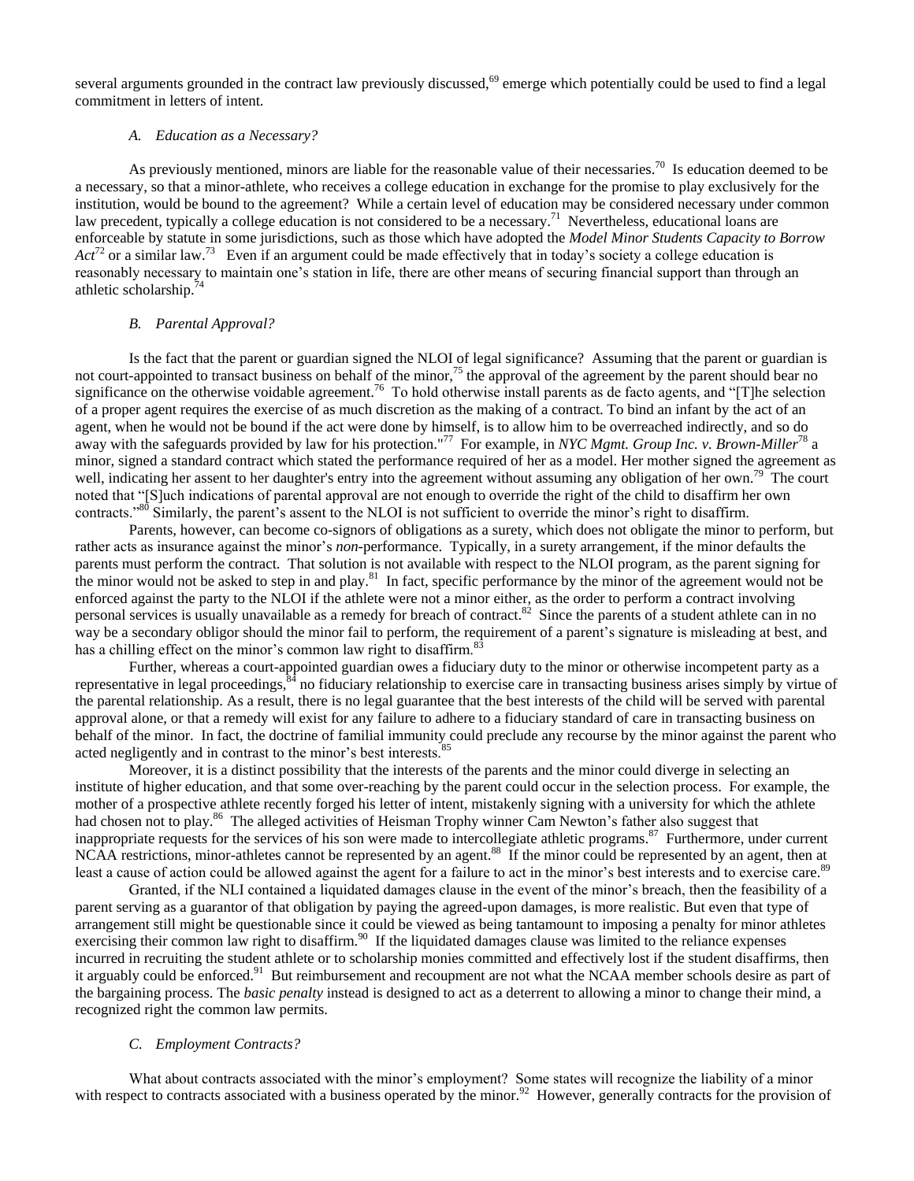several arguments grounded in the contract law previously discussed,[69] emerge which potentially could be used to find a legal commitment in letters of intent.

### *A. Education as a Necessary?*

As previously mentioned, minors are liable for the reasonable value of their necessaries.[70] Is education deemed to be a necessary, so that a minor-athlete, who receives a college education in exchange for the promise to play exclusively for the institution, would be bound to the agreement? While a certain level of education may be considered necessary under common law precedent, typically a college education is not considered to be a necessary.[71] Nevertheless, educational loans are enforceable by statute in some jurisdictions, such as those which have adopted the *Model Minor Students Capacity to Borrow Act*[72] or a similar law.[73] Even if an argument could be made effectively that in today's society a college education is reasonably necessary to maintain one's station in life, there are other means of securing financial support than through an athletic scholarship.[74]

### *B. Parental Approval?*

Is the fact that the parent or guardian signed the NLOI of legal significance? Assuming that the parent or guardian is not court-appointed to transact business on behalf of the minor,[75] the approval of the agreement by the parent should bear no significance on the otherwise voidable agreement.[76] To hold otherwise install parents as de facto agents, and "[T]he selection of a proper agent requires the exercise of as much discretion as the making of a contract. To bind an infant by the act of an agent, when he would not be bound if the act were done by himself, is to allow him to be overreached indirectly, and so do away with the safeguards provided by law for his protection."[77] For example, in *NYC Mgmt. Group Inc. v. Brown-Miller*[78] a minor, signed a standard contract which stated the performance required of her as a model. Her mother signed the agreement as well, indicating her assent to her daughter's entry into the agreement without assuming any obligation of her own.[79] The court noted that "[S]uch indications of parental approval are not enough to override the right of the child to disaffirm her own contracts."[80] Similarly, the parent's assent to the NLOI is not sufficient to override the minor's right to disaffirm.

Parents, however, can become co-signors of obligations as a surety, which does not obligate the minor to perform, but rather acts as insurance against the minor's *non*-performance. Typically, in a surety arrangement, if the minor defaults the parents must perform the contract. That solution is not available with respect to the NLOI program, as the parent signing for the minor would not be asked to step in and play.[81] In fact, specific performance by the minor of the agreement would not be enforced against the party to the NLOI if the athlete were not a minor either, as the order to perform a contract involving personal services is usually unavailable as a remedy for breach of contract.[82] Since the parents of a student athlete can in no way be a secondary obligor should the minor fail to perform, the requirement of a parent's signature is misleading at best, and has a chilling effect on the minor's common law right to disaffirm.[83]

Further, whereas a court-appointed guardian owes a fiduciary duty to the minor or otherwise incompetent party as a representative in legal proceedings,[84] no fiduciary relationship to exercise care in transacting business arises simply by virtue of the parental relationship. As a result, there is no legal guarantee that the best interests of the child will be served with parental approval alone, or that a remedy will exist for any failure to adhere to a fiduciary standard of care in transacting business on behalf of the minor. In fact, the doctrine of familial immunity could preclude any recourse by the minor against the parent who acted negligently and in contrast to the minor's best interests.[85]

Moreover, it is a distinct possibility that the interests of the parents and the minor could diverge in selecting an institute of higher education, and that some over-reaching by the parent could occur in the selection process. For example, the mother of a prospective athlete recently forged his letter of intent, mistakenly signing with a university for which the athlete had chosen not to play.[86] The alleged activities of Heisman Trophy winner Cam Newton's father also suggest that inappropriate requests for the services of his son were made to intercollegiate athletic programs.[87] Furthermore, under current NCAA restrictions, minor-athletes cannot be represented by an agent.[88] If the minor could be represented by an agent, then at least a cause of action could be allowed against the agent for a failure to act in the minor's best interests and to exercise care.[89]

Granted, if the NLI contained a liquidated damages clause in the event of the minor's breach, then the feasibility of a parent serving as a guarantor of that obligation by paying the agreed-upon damages, is more realistic. But even that type of arrangement still might be questionable since it could be viewed as being tantamount to imposing a penalty for minor athletes exercising their common law right to disaffirm.[90] If the liquidated damages clause was limited to the reliance expenses incurred in recruiting the student athlete or to scholarship monies committed and effectively lost if the student disaffirms, then it arguably could be enforced.[91] But reimbursement and recoupment are not what the NCAA member schools desire as part of the bargaining process. The *basic penalty* instead is designed to act as a deterrent to allowing a minor to change their mind, a recognized right the common law permits.

### *C. Employment Contracts?*

What about contracts associated with the minor's employment? Some states will recognize the liability of a minor with respect to contracts associated with a business operated by the minor.[92] However, generally contracts for the provision of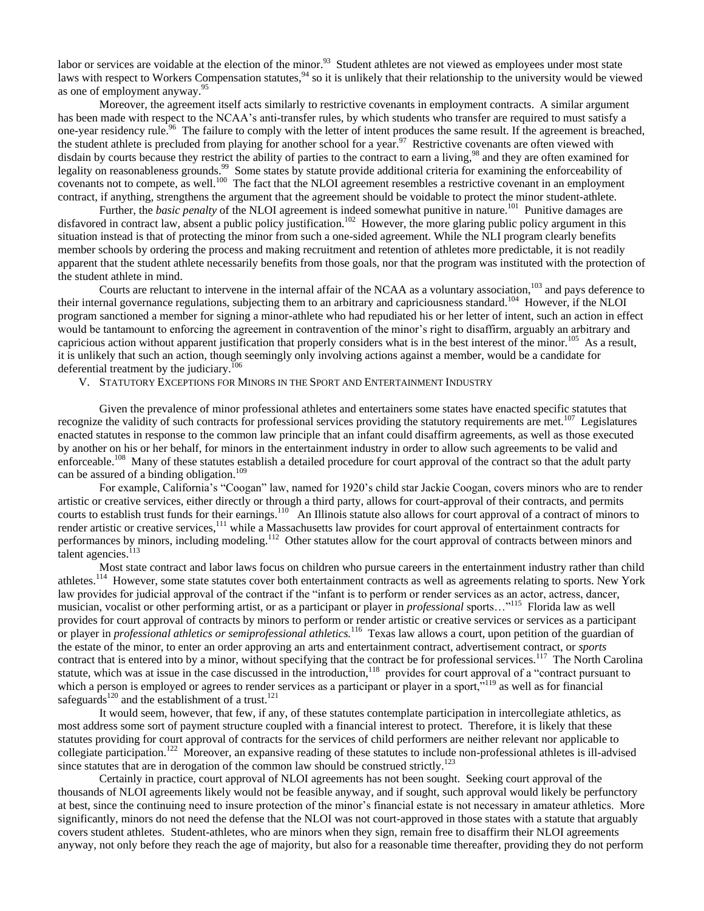labor or services are voidable at the election of the minor.[93] Student athletes are not viewed as employees under most state laws with respect to Workers Compensation statutes,[94] so it is unlikely that their relationship to the university would be viewed as one of employment anyway.[95]

Moreover, the agreement itself acts similarly to restrictive covenants in employment contracts. A similar argument has been made with respect to the NCAA's anti-transfer rules, by which students who transfer are required to must satisfy a one-year residency rule.[96] The failure to comply with the letter of intent produces the same result. If the agreement is breached, the student athlete is precluded from playing for another school for a year.[97] Restrictive covenants are often viewed with disdain by courts because they restrict the ability of parties to the contract to earn a living,[98] and they are often examined for legality on reasonableness grounds.[99] Some states by statute provide additional criteria for examining the enforceability of covenants not to compete, as well.[100] The fact that the NLOI agreement resembles a restrictive covenant in an employment contract, if anything, strengthens the argument that the agreement should be voidable to protect the minor student-athlete.

Further, the *basic penalty* of the NLOI agreement is indeed somewhat punitive in nature.[101] Punitive damages are disfavored in contract law, absent a public policy justification.[102] However, the more glaring public policy argument in this situation instead is that of protecting the minor from such a one-sided agreement. While the NLI program clearly benefits member schools by ordering the process and making recruitment and retention of athletes more predictable, it is not readily apparent that the student athlete necessarily benefits from those goals, nor that the program was instituted with the protection of the student athlete in mind.

Courts are reluctant to intervene in the internal affair of the NCAA as a voluntary association,[103] and pays deference to their internal governance regulations, subjecting them to an arbitrary and capriciousness standard.[104] However, if the NLOI program sanctioned a member for signing a minor-athlete who had repudiated his or her letter of intent, such an action in effect would be tantamount to enforcing the agreement in contravention of the minor's right to disaffirm, arguably an arbitrary and capricious action without apparent justification that properly considers what is in the best interest of the minor.[105] As a result, it is unlikely that such an action, though seemingly only involving actions against a member, would be a candidate for deferential treatment by the judiciary.[106]

## V. Statutory Exceptions for Minors in the Sport and Entertainment Industry

Given the prevalence of minor professional athletes and entertainers some states have enacted specific statutes that recognize the validity of such contracts for professional services providing the statutory requirements are met.[107] Legislatures enacted statutes in response to the common law principle that an infant could disaffirm agreements, as well as those executed by another on his or her behalf, for minors in the entertainment industry in order to allow such agreements to be valid and enforceable.[108] Many of these statutes establish a detailed procedure for court approval of the contract so that the adult party can be assured of a binding obligation.[109]

For example, California's "Coogan" law, named for 1920's child star Jackie Coogan, covers minors who are to render artistic or creative services, either directly or through a third party, allows for court-approval of their contracts, and permits courts to establish trust funds for their earnings.[110] An Illinois statute also allows for court approval of a contract of minors to render artistic or creative services,[111] while a Massachusetts law provides for court approval of entertainment contracts for performances by minors, including modeling.[112] Other statutes allow for the court approval of contracts between minors and talent agencies.[113]

Most state contract and labor laws focus on children who pursue careers in the entertainment industry rather than child athletes.[114] However, some state statutes cover both entertainment contracts as well as agreements relating to sports. New York law provides for judicial approval of the contract if the "infant is to perform or render services as an actor, actress, dancer, musician, vocalist or other performing artist, or as a participant or player in *professional* sports…"[115] Florida law as well provides for court approval of contracts by minors to perform or render artistic or creative services or services as a participant or player in *professional athletics or semiprofessional athletics.*[116] Texas law allows a court, upon petition of the guardian of the estate of the minor, to enter an order approving an arts and entertainment contract, advertisement contract, or *sports* contract that is entered into by a minor, without specifying that the contract be for professional services.[117] The North Carolina statute, which was at issue in the case discussed in the introduction,[118] provides for court approval of a "contract pursuant to which a person is employed or agrees to render services as a participant or player in a sport,"[119] as well as for financial safeguards[120] and the establishment of a trust.[121]

It would seem, however, that few, if any, of these statutes contemplate participation in intercollegiate athletics, as most address some sort of payment structure coupled with a financial interest to protect. Therefore, it is likely that these statutes providing for court approval of contracts for the services of child performers are neither relevant nor applicable to collegiate participation.[122] Moreover, an expansive reading of these statutes to include non-professional athletes is ill-advised since statutes that are in derogation of the common law should be construed strictly.[123]

Certainly in practice, court approval of NLOI agreements has not been sought. Seeking court approval of the thousands of NLOI agreements likely would not be feasible anyway, and if sought, such approval would likely be perfunctory at best, since the continuing need to insure protection of the minor's financial estate is not necessary in amateur athletics. More significantly, minors do not need the defense that the NLOI was not court-approved in those states with a statute that arguably covers student athletes. Student-athletes, who are minors when they sign, remain free to disaffirm their NLOI agreements anyway, not only before they reach the age of majority, but also for a reasonable time thereafter, providing they do not perform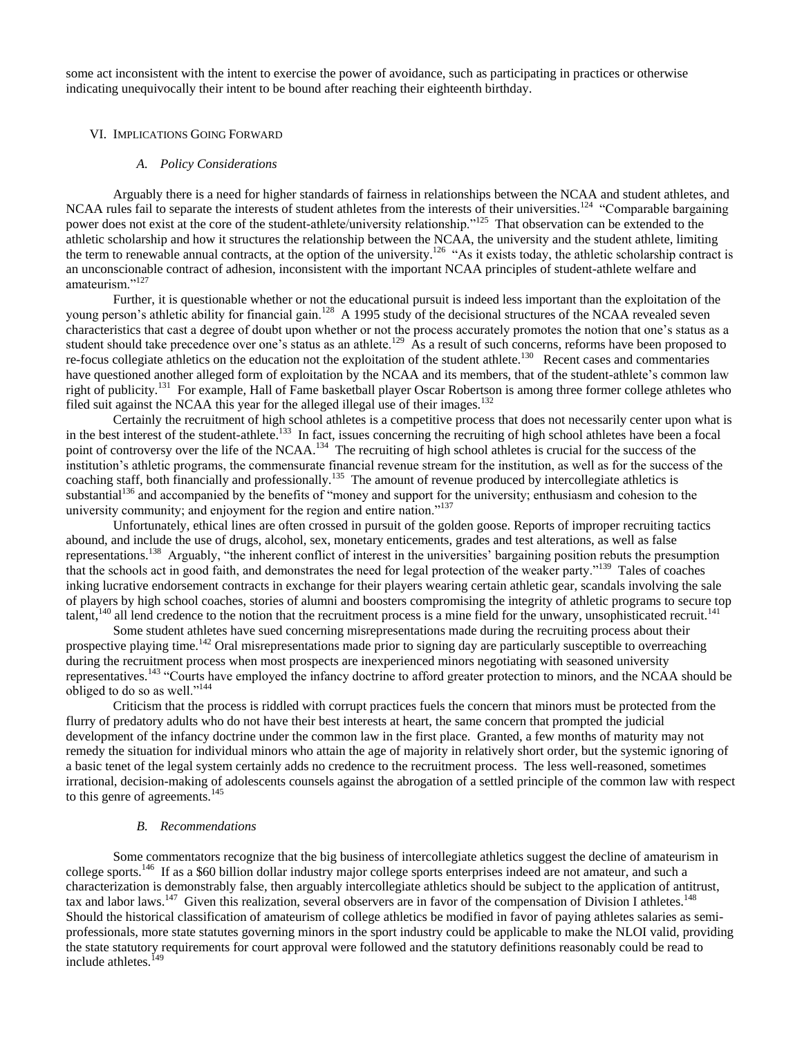some act inconsistent with the intent to exercise the power of avoidance, such as participating in practices or otherwise indicating unequivocally their intent to be bound after reaching their eighteenth birthday.

## VI. Implications Going Forward

### *A. Policy Considerations*

Arguably there is a need for higher standards of fairness in relationships between the NCAA and student athletes, and NCAA rules fail to separate the interests of student athletes from the interests of their universities.[124] "Comparable bargaining power does not exist at the core of the student-athlete/university relationship."[125] That observation can be extended to the athletic scholarship and how it structures the relationship between the NCAA, the university and the student athlete, limiting the term to renewable annual contracts, at the option of the university.[126] "As it exists today, the athletic scholarship contract is an unconscionable contract of adhesion, inconsistent with the important NCAA principles of student-athlete welfare and amateurism."[127]

Further, it is questionable whether or not the educational pursuit is indeed less important than the exploitation of the young person's athletic ability for financial gain.[128] A 1995 study of the decisional structures of the NCAA revealed seven characteristics that cast a degree of doubt upon whether or not the process accurately promotes the notion that one's status as a student should take precedence over one's status as an athlete.[129] As a result of such concerns, reforms have been proposed to re-focus collegiate athletics on the education not the exploitation of the student athlete.[130] Recent cases and commentaries have questioned another alleged form of exploitation by the NCAA and its members, that of the student-athlete's common law right of publicity.[131] For example, Hall of Fame basketball player Oscar Robertson is among three former college athletes who filed suit against the NCAA this year for the alleged illegal use of their images.[132]

Certainly the recruitment of high school athletes is a competitive process that does not necessarily center upon what is in the best interest of the student-athlete.[133] In fact, issues concerning the recruiting of high school athletes have been a focal point of controversy over the life of the NCAA.[134] The recruiting of high school athletes is crucial for the success of the institution's athletic programs, the commensurate financial revenue stream for the institution, as well as for the success of the coaching staff, both financially and professionally.[135] The amount of revenue produced by intercollegiate athletics is substantial[136] and accompanied by the benefits of "money and support for the university; enthusiasm and cohesion to the university community; and enjoyment for the region and entire nation."[137]

Unfortunately, ethical lines are often crossed in pursuit of the golden goose. Reports of improper recruiting tactics abound, and include the use of drugs, alcohol, sex, monetary enticements, grades and test alterations, as well as false representations.[138] Arguably, "the inherent conflict of interest in the universities' bargaining position rebuts the presumption that the schools act in good faith, and demonstrates the need for legal protection of the weaker party."[139] Tales of coaches inking lucrative endorsement contracts in exchange for their players wearing certain athletic gear, scandals involving the sale of players by high school coaches, stories of alumni and boosters compromising the integrity of athletic programs to secure top talent,[140] all lend credence to the notion that the recruitment process is a mine field for the unwary, unsophisticated recruit.[141]

Some student athletes have sued concerning misrepresentations made during the recruiting process about their prospective playing time.[142] Oral misrepresentations made prior to signing day are particularly susceptible to overreaching during the recruitment process when most prospects are inexperienced minors negotiating with seasoned university representatives.[143] "Courts have employed the infancy doctrine to afford greater protection to minors, and the NCAA should be obliged to do so as well."[144]

Criticism that the process is riddled with corrupt practices fuels the concern that minors must be protected from the flurry of predatory adults who do not have their best interests at heart, the same concern that prompted the judicial development of the infancy doctrine under the common law in the first place. Granted, a few months of maturity may not remedy the situation for individual minors who attain the age of majority in relatively short order, but the systemic ignoring of a basic tenet of the legal system certainly adds no credence to the recruitment process. The less well-reasoned, sometimes irrational, decision-making of adolescents counsels against the abrogation of a settled principle of the common law with respect to this genre of agreements.[145]

### *B. Recommendations*

Some commentators recognize that the big business of intercollegiate athletics suggest the decline of amateurism in college sports.[146] If as a $60 billion dollar industry major college sports enterprises indeed are not amateur, and such a characterization is demonstrably false, then arguably intercollegiate athletics should be subject to the application of antitrust, tax and labor laws.[147] Given this realization, several observers are in favor of the compensation of Division I athletes.[148] Should the historical classification of amateurism of college athletics be modified in favor of paying athletes salaries as semi-professionals, more state statutes governing minors in the sport industry could be applicable to make the NLOI valid, providing the state statutory requirements for court approval were followed and the statutory definitions reasonably could be read to include athletes.[149]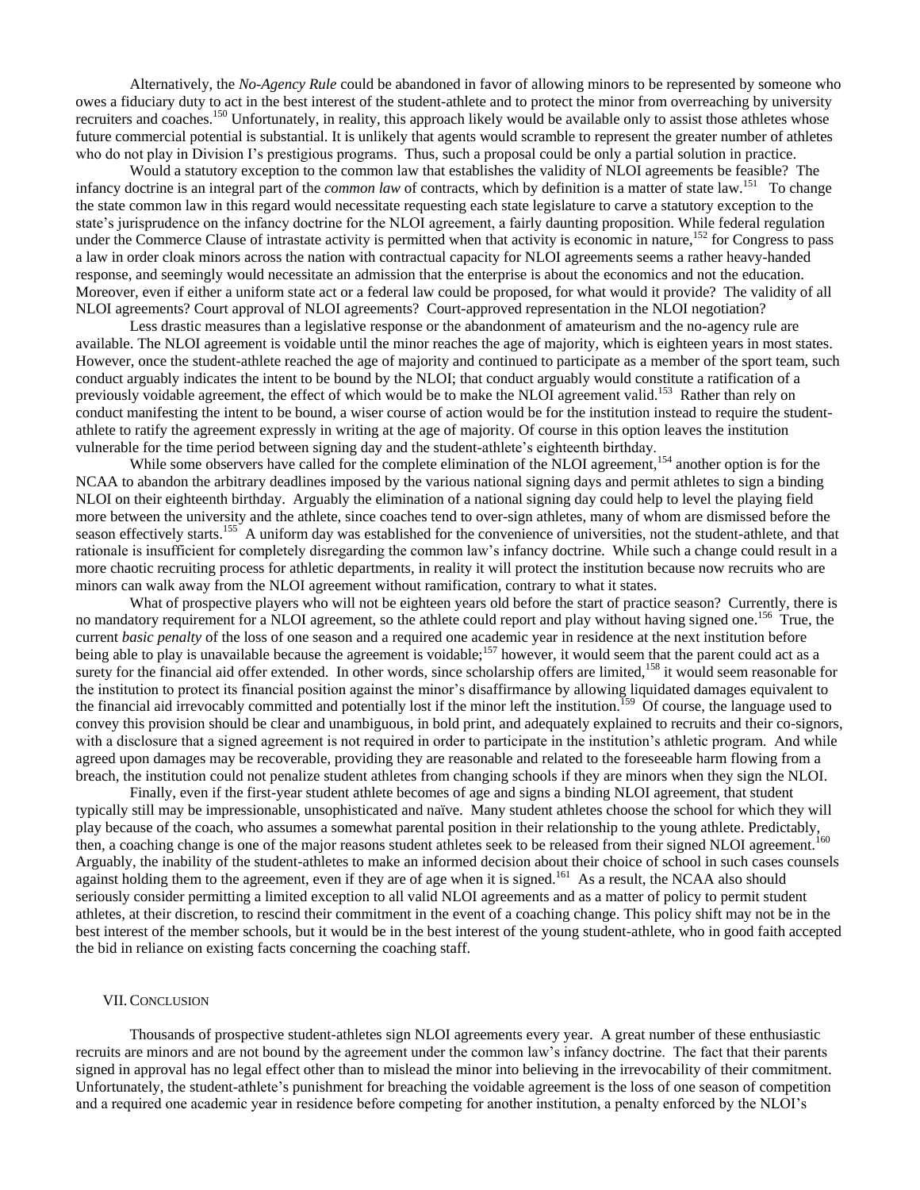Alternatively, the *No-Agency Rule* could be abandoned in favor of allowing minors to be represented by someone who owes a fiduciary duty to act in the best interest of the student-athlete and to protect the minor from overreaching by university recruiters and coaches.[150] Unfortunately, in reality, this approach likely would be available only to assist those athletes whose future commercial potential is substantial. It is unlikely that agents would scramble to represent the greater number of athletes who do not play in Division I's prestigious programs. Thus, such a proposal could be only a partial solution in practice.

Would a statutory exception to the common law that establishes the validity of NLOI agreements be feasible? The infancy doctrine is an integral part of the *common law* of contracts, which by definition is a matter of state law.[151] To change the state common law in this regard would necessitate requesting each state legislature to carve a statutory exception to the state's jurisprudence on the infancy doctrine for the NLOI agreement, a fairly daunting proposition. While federal regulation under the Commerce Clause of intrastate activity is permitted when that activity is economic in nature,[152] for Congress to pass a law in order cloak minors across the nation with contractual capacity for NLOI agreements seems a rather heavy-handed response, and seemingly would necessitate an admission that the enterprise is about the economics and not the education. Moreover, even if either a uniform state act or a federal law could be proposed, for what would it provide? The validity of all NLOI agreements? Court approval of NLOI agreements? Court-approved representation in the NLOI negotiation?

Less drastic measures than a legislative response or the abandonment of amateurism and the no-agency rule are available. The NLOI agreement is voidable until the minor reaches the age of majority, which is eighteen years in most states. However, once the student-athlete reached the age of majority and continued to participate as a member of the sport team, such conduct arguably indicates the intent to be bound by the NLOI; that conduct arguably would constitute a ratification of a previously voidable agreement, the effect of which would be to make the NLOI agreement valid.[153] Rather than rely on conduct manifesting the intent to be bound, a wiser course of action would be for the institution instead to require the student-athlete to ratify the agreement expressly in writing at the age of majority. Of course in this option leaves the institution vulnerable for the time period between signing day and the student-athlete's eighteenth birthday.

While some observers have called for the complete elimination of the NLOI agreement,[154] another option is for the NCAA to abandon the arbitrary deadlines imposed by the various national signing days and permit athletes to sign a binding NLOI on their eighteenth birthday. Arguably the elimination of a national signing day could help to level the playing field more between the university and the athlete, since coaches tend to over-sign athletes, many of whom are dismissed before the season effectively starts.[155] A uniform day was established for the convenience of universities, not the student-athlete, and that rationale is insufficient for completely disregarding the common law's infancy doctrine. While such a change could result in a more chaotic recruiting process for athletic departments, in reality it will protect the institution because now recruits who are minors can walk away from the NLOI agreement without ramification, contrary to what it states.

What of prospective players who will not be eighteen years old before the start of practice season? Currently, there is no mandatory requirement for a NLOI agreement, so the athlete could report and play without having signed one.[156] True, the current *basic penalty* of the loss of one season and a required one academic year in residence at the next institution before being able to play is unavailable because the agreement is voidable;[157] however, it would seem that the parent could act as a surety for the financial aid offer extended. In other words, since scholarship offers are limited,[158] it would seem reasonable for the institution to protect its financial position against the minor's disaffirmance by allowing liquidated damages equivalent to the financial aid irrevocably committed and potentially lost if the minor left the institution.[159] Of course, the language used to convey this provision should be clear and unambiguous, in bold print, and adequately explained to recruits and their co-signors, with a disclosure that a signed agreement is not required in order to participate in the institution's athletic program. And while agreed upon damages may be recoverable, providing they are reasonable and related to the foreseeable harm flowing from a breach, the institution could not penalize student athletes from changing schools if they are minors when they sign the NLOI.

Finally, even if the first-year student athlete becomes of age and signs a binding NLOI agreement, that student typically still may be impressionable, unsophisticated and naïve. Many student athletes choose the school for which they will play because of the coach, who assumes a somewhat parental position in their relationship to the young athlete. Predictably, then, a coaching change is one of the major reasons student athletes seek to be released from their signed NLOI agreement.[160] Arguably, the inability of the student-athletes to make an informed decision about their choice of school in such cases counsels against holding them to the agreement, even if they are of age when it is signed.[161] As a result, the NCAA also should seriously consider permitting a limited exception to all valid NLOI agreements and as a matter of policy to permit student athletes, at their discretion, to rescind their commitment in the event of a coaching change. This policy shift may not be in the best interest of the member schools, but it would be in the best interest of the young student-athlete, who in good faith accepted the bid in reliance on existing facts concerning the coaching staff.

## VII. Conclusion

Thousands of prospective student-athletes sign NLOI agreements every year. A great number of these enthusiastic recruits are minors and are not bound by the agreement under the common law's infancy doctrine. The fact that their parents signed in approval has no legal effect other than to mislead the minor into believing in the irrevocability of their commitment. Unfortunately, the student-athlete's punishment for breaching the voidable agreement is the loss of one season of competition and a required one academic year in residence before competing for another institution, a penalty enforced by the NLOI's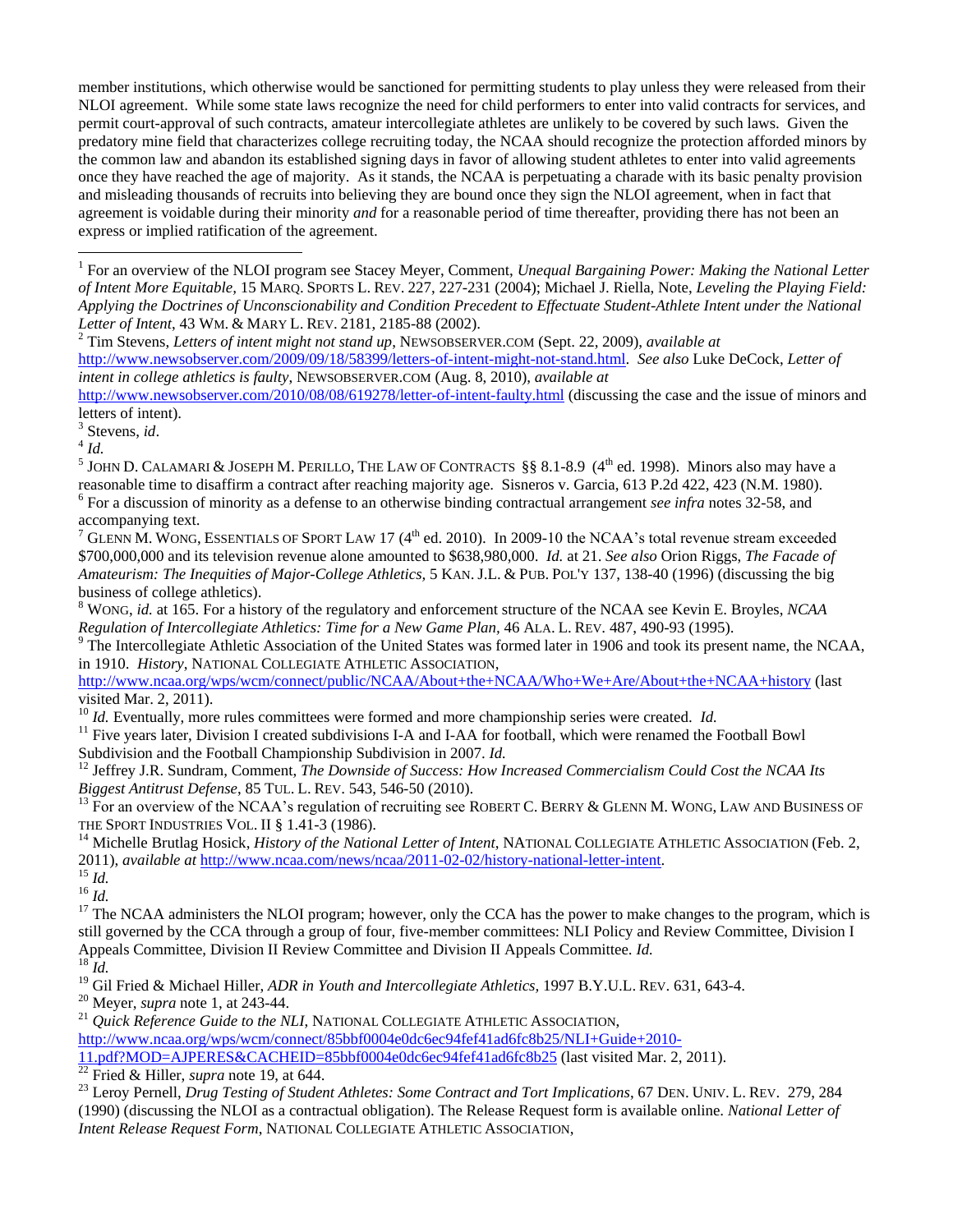member institutions, which otherwise would be sanctioned for permitting students to play unless they were released from their NLOI agreement. While some state laws recognize the need for child performers to enter into valid contracts for services, and permit court-approval of such contracts, amateur intercollegiate athletes are unlikely to be covered by such laws. Given the predatory mine field that characterizes college recruiting today, the NCAA should recognize the protection afforded minors by the common law and abandon its established signing days in favor of allowing student athletes to enter into valid agreements once they have reached the age of majority. As it stands, the NCAA is perpetuating a charade with its basic penalty provision and misleading thousands of recruits into believing they are bound once they sign the NLOI agreement, when in fact that agreement is voidable during their minority *and* for a reasonable period of time thereafter, providing there has not been an express or implied ratification of the agreement.

---

[1] For an overview of the NLOI program see Stacey Meyer, Comment, *Unequal Bargaining Power: Making the National Letter of Intent More Equitable,* 15 MARQ. SPORTS L. REV. 227, 227-231 (2004); Michael J. Riella, Note, *Leveling the Playing Field: Applying the Doctrines of Unconscionability and Condition Precedent to Effectuate Student-Athlete Intent under the National Letter of Intent*, 43 WM. & MARY L. REV. 2181, 2185-88 (2002).

[2] Tim Stevens, *Letters of intent might not stand up*, NEWSOBSERVER.COM (Sept. 22, 2009), *available at* http://www.newsobserver.com/2009/09/18/58399/letters-of-intent-might-not-stand.html. *See also* Luke DeCock, *Letter of intent in college athletics is faulty*, NEWSOBSERVER.COM (Aug. 8, 2010), *available at* http://www.newsobserver.com/2010/08/08/619278/letter-of-intent-faulty.html (discussing the case and the issue of minors and letters of intent).

[3] Stevens, *id*.

[4] *Id.*

[5] JOHN D. CALAMARI & JOSEPH M. PERILLO, THE LAW OF CONTRACTS §§ 8.1-8.9 (4th ed. 1998). Minors also may have a reasonable time to disaffirm a contract after reaching majority age. Sisneros v. Garcia, 613 P.2d 422, 423 (N.M. 1980).

[6] For a discussion of minority as a defense to an otherwise binding contractual arrangement *see infra* notes 32-58, and accompanying text.

[7] GLENN M. WONG, ESSENTIALS OF SPORT LAW 17 (4th ed. 2010). In 2009-10 the NCAA's total revenue stream exceeded $700,000,000 and its television revenue alone amounted to $638,980,000. *Id.* at 21. *See also* Orion Riggs, *The Facade of Amateurism: The Inequities of Major-College Athletics,* 5 KAN. J.L. & PUB. POL'Y 137, 138-40 (1996) (discussing the big business of college athletics).

[8] WONG, *id.* at 165. For a history of the regulatory and enforcement structure of the NCAA see Kevin E. Broyles, *NCAA Regulation of Intercollegiate Athletics: Time for a New Game Plan*, 46 ALA. L. REV. 487, 490-93 (1995).

[9] The Intercollegiate Athletic Association of the United States was formed later in 1906 and took its present name, the NCAA, in 1910. *History*, NATIONAL COLLEGIATE ATHLETIC ASSOCIATION, http://www.ncaa.org/wps/wcm/connect/public/NCAA/About+the+NCAA/Who+We+Are/About+the+NCAA+history (last visited Mar. 2, 2011).

[10] *Id.* Eventually, more rules committees were formed and more championship series were created. *Id.*

[11] Five years later, Division I created subdivisions I-A and I-AA for football, which were renamed the Football Bowl Subdivision and the Football Championship Subdivision in 2007. *Id.*

[12] Jeffrey J.R. Sundram, Comment, *The Downside of Success: How Increased Commercialism Could Cost the NCAA Its Biggest Antitrust Defense*, 85 TUL. L. REV. 543, 546-50 (2010).

[13] For an overview of the NCAA's regulation of recruiting see ROBERT C. BERRY & GLENN M. WONG, LAW AND BUSINESS OF THE SPORT INDUSTRIES VOL. II § 1.41-3 (1986).

[14] Michelle Brutlag Hosick, *History of the National Letter of Intent*, NATIONAL COLLEGIATE ATHLETIC ASSOCIATION (Feb. 2, 2011), *available at* http://www.ncaa.com/news/ncaa/2011-02-02/history-national-letter-intent.

[15] *Id.*

[16] *Id.*

[17] The NCAA administers the NLOI program; however, only the CCA has the power to make changes to the program, which is still governed by the CCA through a group of four, five-member committees: NLI Policy and Review Committee, Division I Appeals Committee, Division II Review Committee and Division II Appeals Committee. *Id.*

[18] *Id.*

[19] Gil Fried & Michael Hiller, *ADR in Youth and Intercollegiate Athletics,* 1997 B.Y.U.L. REV. 631, 643-4.

[20] Meyer, *supra* note 1, at 243-44.

[21] *Quick Reference Guide to the NLI*, NATIONAL COLLEGIATE ATHLETIC ASSOCIATION, http://www.ncaa.org/wps/wcm/connect/85bbf0004e0dc6ec94fef41ad6fc8b25/NLI+Guide+2010-11.pdf?MOD=AJPERES&CACHEID=85bbf0004e0dc6ec94fef41ad6fc8b25 (last visited Mar. 2, 2011).

[22] Fried & Hiller, *supra* note 19, at 644.

[23] Leroy Pernell, *Drug Testing of Student Athletes: Some Contract and Tort Implications*, 67 DEN. UNIV. L. REV. 279, 284 (1990) (discussing the NLOI as a contractual obligation). The Release Request form is available online. *National Letter of Intent Release Request Form*, NATIONAL COLLEGIATE ATHLETIC ASSOCIATION,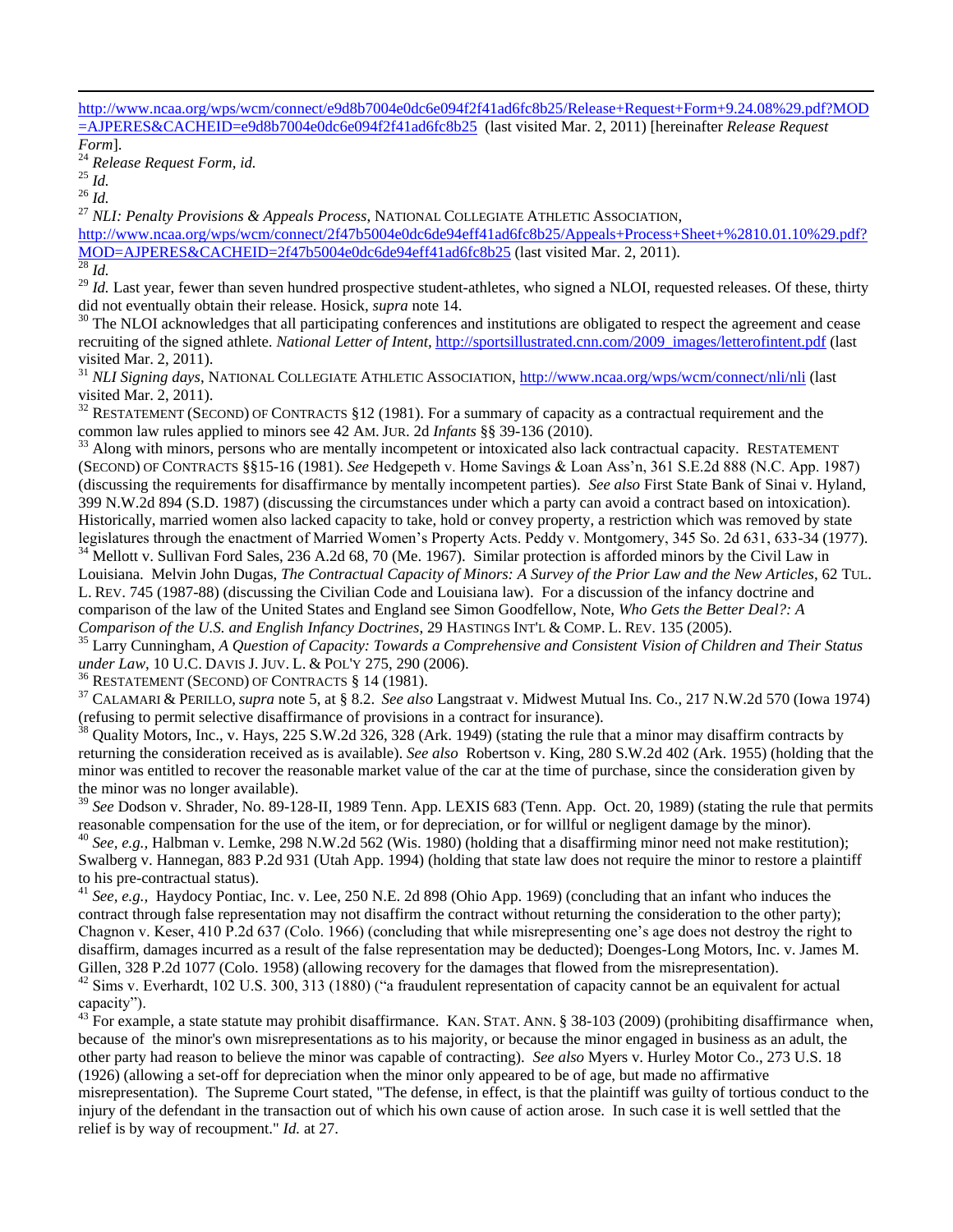http://www.ncaa.org/wps/wcm/connect/e9d8b7004e0dc6e094f2f41ad6fc8b25/Release+Request+Form+9.24.08%29.pdf?MOD=AJPERES&CACHEID=e9d8b7004e0dc6e094f2f41ad6fc8b25 (last visited Mar. 2, 2011) [hereinafter *Release Request Form*].

[24] *Release Request Form*, *id.*

[25] *Id.*

[26] *Id.*

[27] *NLI: Penalty Provisions & Appeals Process*, NATIONAL COLLEGIATE ATHLETIC ASSOCIATION, http://www.ncaa.org/wps/wcm/connect/2f47b5004e0dc6de94eff41ad6fc8b25/Appeals+Process+Sheet+%2810.01.10%29.pdf?MOD=AJPERES&CACHEID=2f47b5004e0dc6de94eff41ad6fc8b25 (last visited Mar. 2, 2011).

[28] *Id.*

[29] *Id.* Last year, fewer than seven hundred prospective student-athletes, who signed a NLOI, requested releases. Of these, thirty did not eventually obtain their release. Hosick, *supra* note 14.

[30] The NLOI acknowledges that all participating conferences and institutions are obligated to respect the agreement and cease recruiting of the signed athlete. *National Letter of Intent*, http://sportsillustrated.cnn.com/2009_images/letterofintent.pdf (last visited Mar. 2, 2011).

[31] *NLI Signing days*, NATIONAL COLLEGIATE ATHLETIC ASSOCIATION, http://www.ncaa.org/wps/wcm/connect/nli/nli (last visited Mar. 2, 2011).

[32] RESTATEMENT (SECOND) OF CONTRACTS §12 (1981). For a summary of capacity as a contractual requirement and the common law rules applied to minors see 42 AM. JUR. 2d *Infants* §§ 39-136 (2010).

[33] Along with minors, persons who are mentally incompetent or intoxicated also lack contractual capacity. RESTATEMENT (SECOND) OF CONTRACTS §§15-16 (1981). *See* Hedgepeth v. Home Savings & Loan Ass'n, 361 S.E.2d 888 (N.C. App. 1987) (discussing the requirements for disaffirmance by mentally incompetent parties). *See also* First State Bank of Sinai v. Hyland, 399 N.W.2d 894 (S.D. 1987) (discussing the circumstances under which a party can avoid a contract based on intoxication). Historically, married women also lacked capacity to take, hold or convey property, a restriction which was removed by state legislatures through the enactment of Married Women's Property Acts. Peddy v. Montgomery, 345 So. 2d 631, 633-34 (1977).

[34] Mellott v. Sullivan Ford Sales, 236 A.2d 68, 70 (Me. 1967). Similar protection is afforded minors by the Civil Law in Louisiana. Melvin John Dugas, *The Contractual Capacity of Minors: A Survey of the Prior Law and the New Articles*, 62 TUL. L. REV. 745 (1987-88) (discussing the Civilian Code and Louisiana law). For a discussion of the infancy doctrine and comparison of the law of the United States and England see Simon Goodfellow, Note, *Who Gets the Better Deal?: A Comparison of the U.S. and English Infancy Doctrines*, 29 HASTINGS INT'L & COMP. L. REV. 135 (2005).

[35] Larry Cunningham, *A Question of Capacity: Towards a Comprehensive and Consistent Vision of Children and Their Status under Law*, 10 U.C. DAVIS J. JUV. L. & POL'Y 275, 290 (2006).

[36] RESTATEMENT (SECOND) OF CONTRACTS § 14 (1981).

[37] CALAMARI & PERILLO, *supra* note 5, at § 8.2. *See also* Langstraat v. Midwest Mutual Ins. Co., 217 N.W.2d 570 (Iowa 1974) (refusing to permit selective disaffirmance of provisions in a contract for insurance).

[38] Quality Motors, Inc., v. Hays, 225 S.W.2d 326, 328 (Ark. 1949) (stating the rule that a minor may disaffirm contracts by returning the consideration received as is available). *See also* Robertson v. King, 280 S.W.2d 402 (Ark. 1955) (holding that the minor was entitled to recover the reasonable market value of the car at the time of purchase, since the consideration given by the minor was no longer available).

[39] *See* Dodson v. Shrader, No. 89-128-II, 1989 Tenn. App. LEXIS 683 (Tenn. App. Oct. 20, 1989) (stating the rule that permits reasonable compensation for the use of the item, or for depreciation, or for willful or negligent damage by the minor).

[40] *See, e.g.*, Halbman v. Lemke, 298 N.W.2d 562 (Wis. 1980) (holding that a disaffirming minor need not make restitution); Swalberg v. Hannegan, 883 P.2d 931 (Utah App. 1994) (holding that state law does not require the minor to restore a plaintiff to his pre-contractual status).

[41] *See, e.g.*, Haydocy Pontiac, Inc. v. Lee, 250 N.E. 2d 898 (Ohio App. 1969) (concluding that an infant who induces the contract through false representation may not disaffirm the contract without returning the consideration to the other party); Chagnon v. Keser, 410 P.2d 637 (Colo. 1966) (concluding that while misrepresenting one's age does not destroy the right to disaffirm, damages incurred as a result of the false representation may be deducted); Doenges-Long Motors, Inc. v. James M. Gillen, 328 P.2d 1077 (Colo. 1958) (allowing recovery for the damages that flowed from the misrepresentation).

[42] Sims v. Everhardt, 102 U.S. 300, 313 (1880) ("a fraudulent representation of capacity cannot be an equivalent for actual capacity").

[43] For example, a state statute may prohibit disaffirmance. KAN. STAT. ANN. § 38-103 (2009) (prohibiting disaffirmance when, because of the minor's own misrepresentations as to his majority, or because the minor engaged in business as an adult, the other party had reason to believe the minor was capable of contracting). *See also* Myers v. Hurley Motor Co., 273 U.S. 18 (1926) (allowing a set-off for depreciation when the minor only appeared to be of age, but made no affirmative misrepresentation). The Supreme Court stated, "The defense, in effect, is that the plaintiff was guilty of tortious conduct to the injury of the defendant in the transaction out of which his own cause of action arose. In such case it is well settled that the relief is by way of recoupment." *Id.* at 27.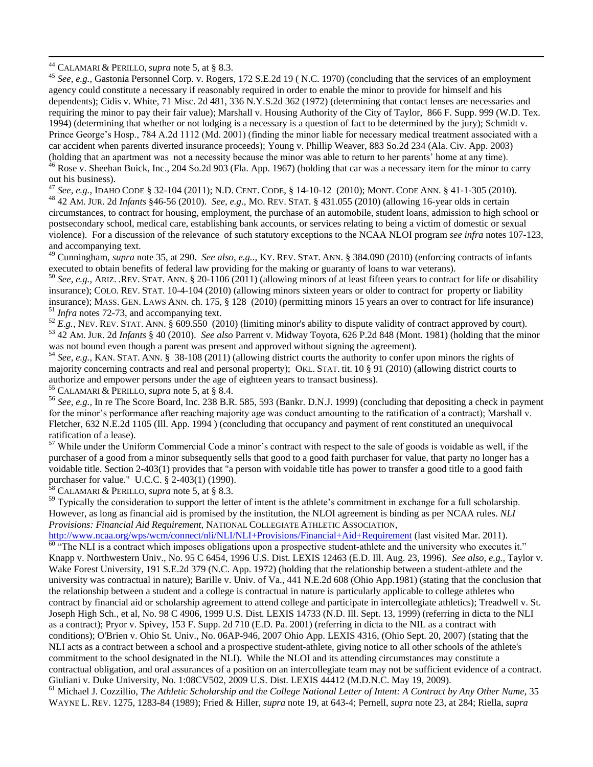[44] CALAMARI & PERILLO, *supra* note 5, at § 8.3.

[45] *See, e.g.,* Gastonia Personnel Corp. v. Rogers, 172 S.E.2d 19 ( N.C. 1970) (concluding that the services of an employment agency could constitute a necessary if reasonably required in order to enable the minor to provide for himself and his dependents); Cidis v. White, 71 Misc. 2d 481, 336 N.Y.S.2d 362 (1972) (determining that contact lenses are necessaries and requiring the minor to pay their fair value); Marshall v. Housing Authority of the City of Taylor, 866 F. Supp. 999 (W.D. Tex. 1994) (determining that whether or not lodging is a necessary is a question of fact to be determined by the jury); Schmidt v. Prince George's Hosp., 784 A.2d 1112 (Md. 2001) (finding the minor liable for necessary medical treatment associated with a car accident when parents diverted insurance proceeds); Young v. Phillip Weaver, 883 So.2d 234 (Ala. Civ. App. 2003) (holding that an apartment was not a necessity because the minor was able to return to her parents' home at any time).

[46] Rose v. Sheehan Buick, Inc., 204 So.2d 903 (Fla. App. 1967) (holding that car was a necessary item for the minor to carry out his business).

[47] *See, e.g.,* IDAHO CODE § 32-104 (2011); N.D. CENT. CODE, § 14-10-12 (2010); MONT. CODE ANN. § 41-1-305 (2010).

[48] 42 AM. JUR. 2d *Infants* §46-56 (2010). *See, e.g.,* MO. REV. STAT. § 431.055 (2010) (allowing 16-year olds in certain circumstances, to contract for housing, employment, the purchase of an automobile, student loans, admission to high school or postsecondary school, medical care, establishing bank accounts, or services relating to being a victim of domestic or sexual violence). For a discussion of the relevance of such statutory exceptions to the NCAA NLOI program *see infra* notes 107-123, and accompanying text.

[49] Cunningham, *supra* note 35, at 290. *See also, e.g.,*, KY. REV. STAT. ANN. § 384.090 (2010) (enforcing contracts of infants executed to obtain benefits of federal law providing for the making or guaranty of loans to war veterans).

[50] *See, e.g.,* ARIZ. .REV. STAT. ANN. § 20-1106 (2011) (allowing minors of at least fifteen years to contract for life or disability insurance); COLO. REV. STAT. 10-4-104 (2010) (allowing minors sixteen years or older to contract for property or liability insurance); MASS. GEN. LAWS ANN. ch. 175, § 128 (2010) (permitting minors 15 years an over to contract for life insurance)

[51] *Infra* notes 72-73, and accompanying text.

[52] *E.g.,* NEV. REV. STAT. ANN. § 609.550 (2010) (limiting minor's ability to dispute validity of contract approved by court).

[53] 42 AM. JUR. 2d *Infants* § 40 (2010). *See also* Parrent v. Midway Toyota, 626 P.2d 848 (Mont. 1981) (holding that the minor was not bound even though a parent was present and approved without signing the agreement).

[54] *See, e.g.,* KAN. STAT. ANN. § 38-108 (2011) (allowing district courts the authority to confer upon minors the rights of majority concerning contracts and real and personal property); OKL. STAT. tit. 10 § 91 (2010) (allowing district courts to authorize and empower persons under the age of eighteen years to transact business).

[55] CALAMARI & PERILLO, *supra* note 5, at § 8.4.

[56] *See, e.g.,* In re The Score Board, Inc. 238 B.R. 585, 593 (Bankr. D.N.J. 1999) (concluding that depositing a check in payment for the minor's performance after reaching majority age was conduct amounting to the ratification of a contract); Marshall v. Fletcher, 632 N.E.2d 1105 (Ill. App. 1994 ) (concluding that occupancy and payment of rent constituted an unequivocal ratification of a lease).

[57] While under the Uniform Commercial Code a minor's contract with respect to the sale of goods is voidable as well, if the purchaser of a good from a minor subsequently sells that good to a good faith purchaser for value, that party no longer has a voidable title. Section 2-403(1) provides that "a person with voidable title has power to transfer a good title to a good faith purchaser for value." U.C.C. § 2-403(1) (1990).

[58] CALAMARI & PERILLO, *supra* note 5, at § 8.3.

[59] Typically the consideration to support the letter of intent is the athlete's commitment in exchange for a full scholarship. However, as long as financial aid is promised by the institution, the NLOI agreement is binding as per NCAA rules. *NLI Provisions: Financial Aid Requirement,* NATIONAL COLLEGIATE ATHLETIC ASSOCIATION, http://www.ncaa.org/wps/wcm/connect/nli/NLI/NLI+Provisions/Financial+Aid+Requirement (last visited Mar. 2011).

[60] "The NLI is a contract which imposes obligations upon a prospective student-athlete and the university who executes it." Knapp v. Northwestern Univ., No. 95 C 6454, 1996 U.S. Dist. LEXIS 12463 (E.D. Ill. Aug. 23, 1996). *See also, e.g.,* Taylor v. Wake Forest University, 191 S.E.2d 379 (N.C. App. 1972) (holding that the relationship between a student-athlete and the university was contractual in nature); Barille v. Univ. of Va., 441 N.E.2d 608 (Ohio App.1981) (stating that the conclusion that the relationship between a student and a college is contractual in nature is particularly applicable to college athletes who contract by financial aid or scholarship agreement to attend college and participate in intercollegiate athletics); Treadwell v. St. Joseph High Sch., et al, No. 98 C 4906, 1999 U.S. Dist. LEXIS 14733 (N.D. Ill. Sept. 13, 1999) (referring in dicta to the NLI as a contract); Pryor v. Spivey, 153 F. Supp. 2d 710 (E.D. Pa. 2001) (referring in dicta to the NIL as a contract with conditions); O'Brien v. Ohio St. Univ., No. 06AP-946, 2007 Ohio App. LEXIS 4316, (Ohio Sept. 20, 2007) (stating that the NLI acts as a contract between a school and a prospective student-athlete, giving notice to all other schools of the athlete's commitment to the school designated in the NLI). While the NLOI and its attending circumstances may constitute a contractual obligation, and oral assurances of a position on an intercollegiate team may not be sufficient evidence of a contract. Giuliani v. Duke University, No. 1:08CV502, 2009 U.S. Dist. LEXIS 44412 (M.D.N.C. May 19, 2009).

[61] Michael J. Cozzillio, *The Athletic Scholarship and the College National Letter of Intent: A Contract by Any Other Name*, 35 WAYNE L. REV. 1275, 1283-84 (1989); Fried & Hiller, *supra* note 19, at 643-4; Pernell, *supra* note 23, at 284; Riella, *supra*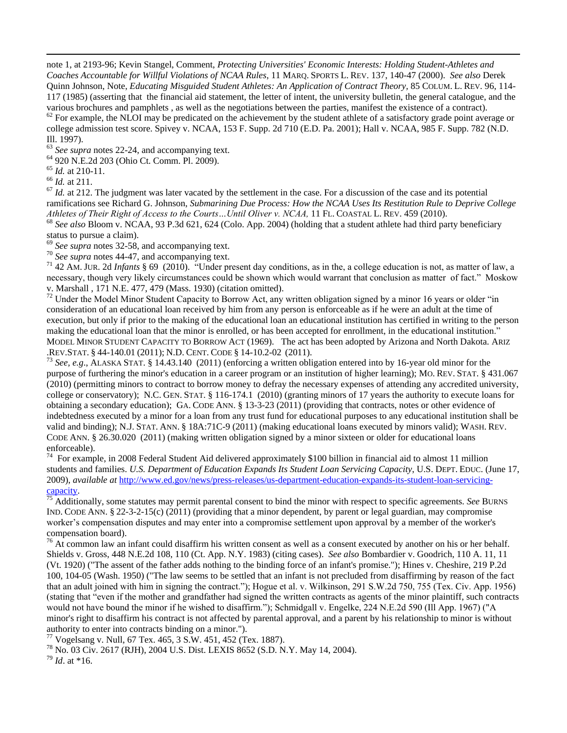note 1, at 2193-96; Kevin Stangel, Comment, *Protecting Universities' Economic Interests: Holding Student-Athletes and Coaches Accountable for Willful Violations of NCAA Rules*, 11 MARQ. SPORTS L. REV. 137, 140-47 (2000). *See also* Derek Quinn Johnson, Note, *Educating Misguided Student Athletes: An Application of Contract Theory,* 85 COLUM. L. REV. 96, 114-117 (1985) (asserting that the financial aid statement, the letter of intent, the university bulletin, the general catalogue, and the various brochures and pamphlets , as well as the negotiations between the parties, manifest the existence of a contract).

[62] For example, the NLOI may be predicated on the achievement by the student athlete of a satisfactory grade point average or college admission test score. Spivey v. NCAA, 153 F. Supp. 2d 710 (E.D. Pa. 2001); Hall v. NCAA, 985 F. Supp. 782 (N.D. Ill. 1997).

[63] *See supra* notes 22-24, and accompanying text.

[64] 920 N.E.2d 203 (Ohio Ct. Comm. Pl. 2009).

[65] *Id.* at 210-11.

[66] *Id.* at 211.

[67] *Id.* at 212. The judgment was later vacated by the settlement in the case. For a discussion of the case and its potential ramifications see Richard G. Johnson, *Submarining Due Process: How the NCAA Uses Its Restitution Rule to Deprive College Athletes of Their Right of Access to the Courts…Until Oliver v. NCAA,* 11 FL. COASTAL L. REV. 459 (2010).

[68] *See also* Bloom v. NCAA, 93 P.3d 621, 624 (Colo. App. 2004) (holding that a student athlete had third party beneficiary status to pursue a claim).

[69] *See supra* notes 32-58, and accompanying text.

[70] *See supra* notes 44-47, and accompanying text.

[71] 42 AM. JUR. 2d *Infants* § 69 (2010). "Under present day conditions, as in the, a college education is not, as matter of law, a necessary, though very likely circumstances could be shown which would warrant that conclusion as matter of fact." Moskow v. Marshall , 171 N.E. 477, 479 (Mass. 1930) (citation omitted).

[72] Under the Model Minor Student Capacity to Borrow Act, any written obligation signed by a minor 16 years or older "in consideration of an educational loan received by him from any person is enforceable as if he were an adult at the time of execution, but only if prior to the making of the educational loan an educational institution has certified in writing to the person making the educational loan that the minor is enrolled, or has been accepted for enrollment, in the educational institution." MODEL MINOR STUDENT CAPACITY TO BORROW ACT (1969). The act has been adopted by Arizona and North Dakota. ARIZ .REV.STAT. § 44-140.01 (2011); N.D. CENT. CODE § 14-10.2-02 (2011).

[73] *See, e.g*., ALASKA STAT. § 14.43.140 (2011) (enforcing a written obligation entered into by 16-year old minor for the purpose of furthering the minor's education in a career program or an institution of higher learning); MO. REV. STAT. § 431.067 (2010) (permitting minors to contract to borrow money to defray the necessary expenses of attending any accredited university, college or conservatory); N.C. GEN. STAT. § 116-174.1 (2010) (granting minors of 17 years the authority to execute loans for obtaining a secondary education); GA. CODE ANN. § 13-3-23 (2011) (providing that contracts, notes or other evidence of indebtedness executed by a minor for a loan from any trust fund for educational purposes to any educational institution shall be valid and binding); N.J. STAT. ANN. § 18A:71C-9 (2011) (making educational loans executed by minors valid); WASH. REV. CODE ANN. § 26.30.020 (2011) (making written obligation signed by a minor sixteen or older for educational loans enforceable).

[74] For example, in 2008 Federal Student Aid delivered approximately $100 billion in financial aid to almost 11 million students and families. *U.S. Department of Education Expands Its Student Loan Servicing Capacity*, U.S. DEPT. EDUC. (June 17, 2009), *available at* http://www.ed.gov/news/press-releases/us-department-education-expands-its-student-loan-servicing-capacity.

[75] Additionally, some statutes may permit parental consent to bind the minor with respect to specific agreements. *See* BURNS IND. CODE ANN. § 22-3-2-15(c) (2011) (providing that a minor dependent, by parent or legal guardian, may compromise worker's compensation disputes and may enter into a compromise settlement upon approval by a member of the worker's compensation board).

[76] At common law an infant could disaffirm his written consent as well as a consent executed by another on his or her behalf. Shields v. Gross, 448 N.E.2d 108, 110 (Ct. App. N.Y. 1983) (citing cases). *See also* Bombardier v. Goodrich, 110 A. 11, 11 (Vt. 1920) ("The assent of the father adds nothing to the binding force of an infant's promise."); Hines v. Cheshire, 219 P.2d 100, 104-05 (Wash. 1950) ("The law seems to be settled that an infant is not precluded from disaffirming by reason of the fact that an adult joined with him in signing the contract."); Hogue et al. v. Wilkinson, 291 S.W.2d 750, 755 (Tex. Civ. App. 1956) (stating that "even if the mother and grandfather had signed the written contracts as agents of the minor plaintiff, such contracts would not have bound the minor if he wished to disaffirm."); Schmidgall v. Engelke, 224 N.E.2d 590 (Ill App. 1967) ("A minor's right to disaffirm his contract is not affected by parental approval, and a parent by his relationship to minor is without authority to enter into contracts binding on a minor.").

[77] Vogelsang v. Null, 67 Tex. 465, 3 S.W. 451, 452 (Tex. 1887).

[78] No. 03 Civ. 2617 (RJH), 2004 U.S. Dist. LEXIS 8652 (S.D. N.Y. May 14, 2004).

[79] *Id*. at *16.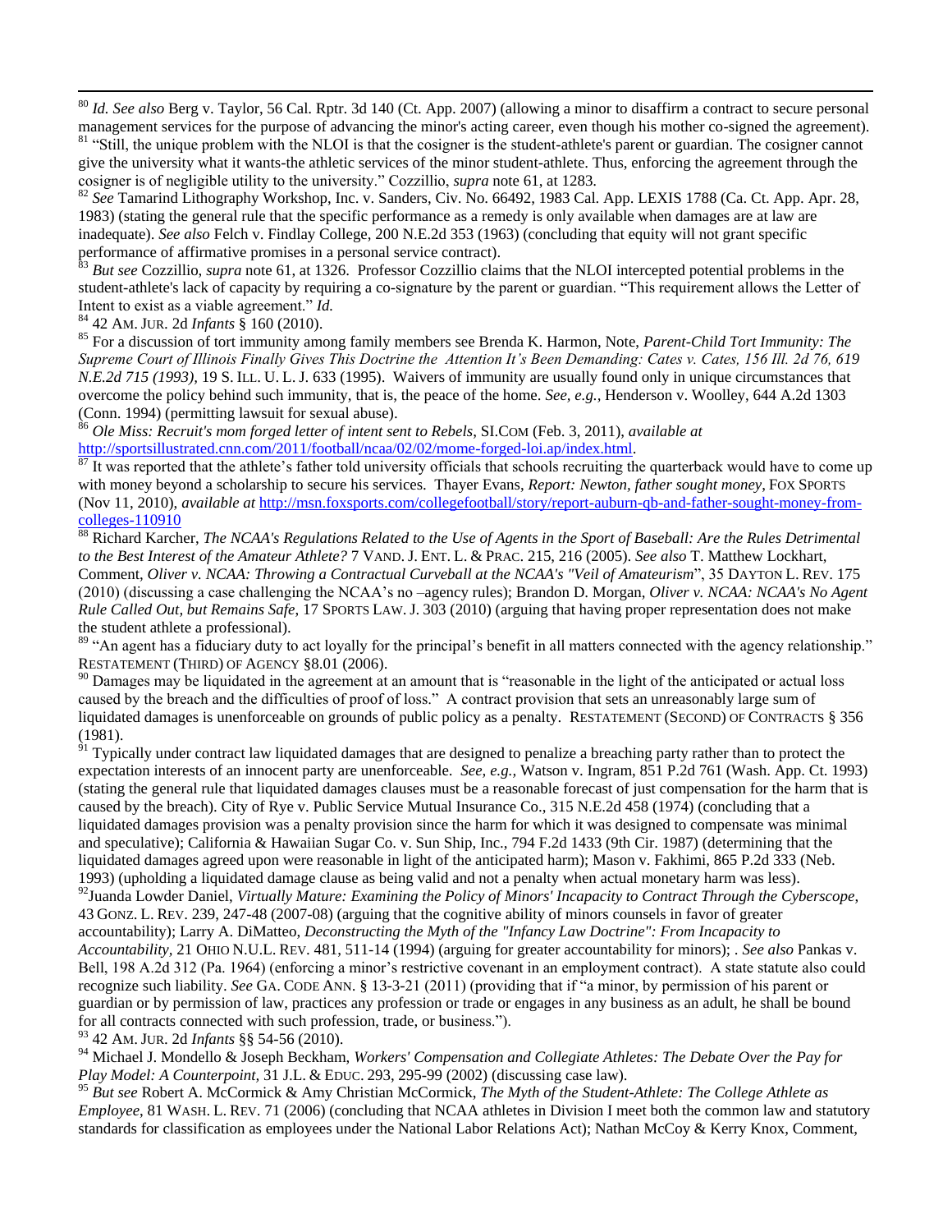[80] *Id. See also* Berg v. Taylor, 56 Cal. Rptr. 3d 140 (Ct. App. 2007) (allowing a minor to disaffirm a contract to secure personal management services for the purpose of advancing the minor's acting career, even though his mother co-signed the agreement).

[81] "Still, the unique problem with the NLOI is that the cosigner is the student-athlete's parent or guardian. The cosigner cannot give the university what it wants-the athletic services of the minor student-athlete. Thus, enforcing the agreement through the cosigner is of negligible utility to the university." Cozzillio, *supra* note 61, at 1283.

[82] *See* Tamarind Lithography Workshop, Inc. v. Sanders, Civ. No. 66492, 1983 Cal. App. LEXIS 1788 (Ca. Ct. App. Apr. 28, 1983) (stating the general rule that the specific performance as a remedy is only available when damages are at law are inadequate). *See also* Felch v. Findlay College, 200 N.E.2d 353 (1963) (concluding that equity will not grant specific performance of affirmative promises in a personal service contract).

[83] *But see* Cozzillio, *supra* note 61, at 1326. Professor Cozzillio claims that the NLOI intercepted potential problems in the student-athlete's lack of capacity by requiring a co-signature by the parent or guardian. "This requirement allows the Letter of Intent to exist as a viable agreement." *Id.*

[84] 42 AM. JUR. 2d *Infants* § 160 (2010).

[85] For a discussion of tort immunity among family members see Brenda K. Harmon, Note, *Parent-Child Tort Immunity: The Supreme Court of Illinois Finally Gives This Doctrine the Attention It's Been Demanding: Cates v. Cates, 156 Ill. 2d 76, 619 N.E.2d 715 (1993),* 19 S. ILL. U. L. J. 633 (1995). Waivers of immunity are usually found only in unique circumstances that overcome the policy behind such immunity, that is, the peace of the home. *See, e.g.,* Henderson v. Woolley, 644 A.2d 1303 (Conn. 1994) (permitting lawsuit for sexual abuse).

[86] *Ole Miss: Recruit's mom forged letter of intent sent to Rebels*, SI.COM (Feb. 3, 2011), *available at* http://sportsillustrated.cnn.com/2011/football/ncaa/02/02/mome-forged-loi.ap/index.html.

[87] It was reported that the athlete's father told university officials that schools recruiting the quarterback would have to come up with money beyond a scholarship to secure his services. Thayer Evans, *Report: Newton, father sought money*, FOX SPORTS (Nov 11, 2010), *available at* http://msn.foxsports.com/collegefootball/story/report-auburn-qb-and-father-sought-money-from-colleges-110910

[88] Richard Karcher, *The NCAA's Regulations Related to the Use of Agents in the Sport of Baseball: Are the Rules Detrimental to the Best Interest of the Amateur Athlete?* 7 VAND. J. ENT. L. & PRAC. 215, 216 (2005). *See also* T. Matthew Lockhart, Comment, *Oliver v. NCAA: Throwing a Contractual Curveball at the NCAA's "Veil of Amateurism*", 35 DAYTON L. REV. 175 (2010) (discussing a case challenging the NCAA's no –agency rules); Brandon D. Morgan, *Oliver v. NCAA: NCAA's No Agent Rule Called Out, but Remains Safe*, 17 SPORTS LAW. J. 303 (2010) (arguing that having proper representation does not make the student athlete a professional).

[89] "An agent has a fiduciary duty to act loyally for the principal's benefit in all matters connected with the agency relationship." RESTATEMENT (THIRD) OF AGENCY §8.01 (2006).

[90] Damages may be liquidated in the agreement at an amount that is "reasonable in the light of the anticipated or actual loss caused by the breach and the difficulties of proof of loss." A contract provision that sets an unreasonably large sum of liquidated damages is unenforceable on grounds of public policy as a penalty. RESTATEMENT (SECOND) OF CONTRACTS § 356 (1981).

[91] Typically under contract law liquidated damages that are designed to penalize a breaching party rather than to protect the expectation interests of an innocent party are unenforceable. *See, e.g.,* Watson v. Ingram, 851 P.2d 761 (Wash. App. Ct. 1993) (stating the general rule that liquidated damages clauses must be a reasonable forecast of just compensation for the harm that is caused by the breach). City of Rye v. Public Service Mutual Insurance Co., 315 N.E.2d 458 (1974) (concluding that a liquidated damages provision was a penalty provision since the harm for which it was designed to compensate was minimal and speculative); California & Hawaiian Sugar Co. v. Sun Ship, Inc., 794 F.2d 1433 (9th Cir. 1987) (determining that the liquidated damages agreed upon were reasonable in light of the anticipated harm); Mason v. Fakhimi, 865 P.2d 333 (Neb. 1993) (upholding a liquidated damage clause as being valid and not a penalty when actual monetary harm was less).

[92] Juanda Lowder Daniel, *Virtually Mature: Examining the Policy of Minors' Incapacity to Contract Through the Cyberscope,* 43 GONZ. L. REV. 239, 247-48 (2007-08) (arguing that the cognitive ability of minors counsels in favor of greater accountability); Larry A. DiMatteo, *Deconstructing the Myth of the "Infancy Law Doctrine": From Incapacity to Accountability*, 21 OHIO N.U.L. REV. 481, 511-14 (1994) (arguing for greater accountability for minors); . *See also* Pankas v. Bell, 198 A.2d 312 (Pa. 1964) (enforcing a minor's restrictive covenant in an employment contract). A state statute also could recognize such liability. *See* GA. CODE ANN. § 13-3-21 (2011) (providing that if "a minor, by permission of his parent or guardian or by permission of law, practices any profession or trade or engages in any business as an adult, he shall be bound for all contracts connected with such profession, trade, or business.").

[93] 42 AM. JUR. 2d *Infants* §§ 54-56 (2010).

[94] Michael J. Mondello & Joseph Beckham, *Workers' Compensation and Collegiate Athletes: The Debate Over the Pay for Play Model: A Counterpoint,* 31 J.L. & EDUC. 293, 295-99 (2002) (discussing case law).

[95] *But see* Robert A. McCormick & Amy Christian McCormick, *The Myth of the Student-Athlete: The College Athlete as Employee*, 81 WASH. L. REV. 71 (2006) (concluding that NCAA athletes in Division I meet both the common law and statutory standards for classification as employees under the National Labor Relations Act); Nathan McCoy & Kerry Knox, Comment,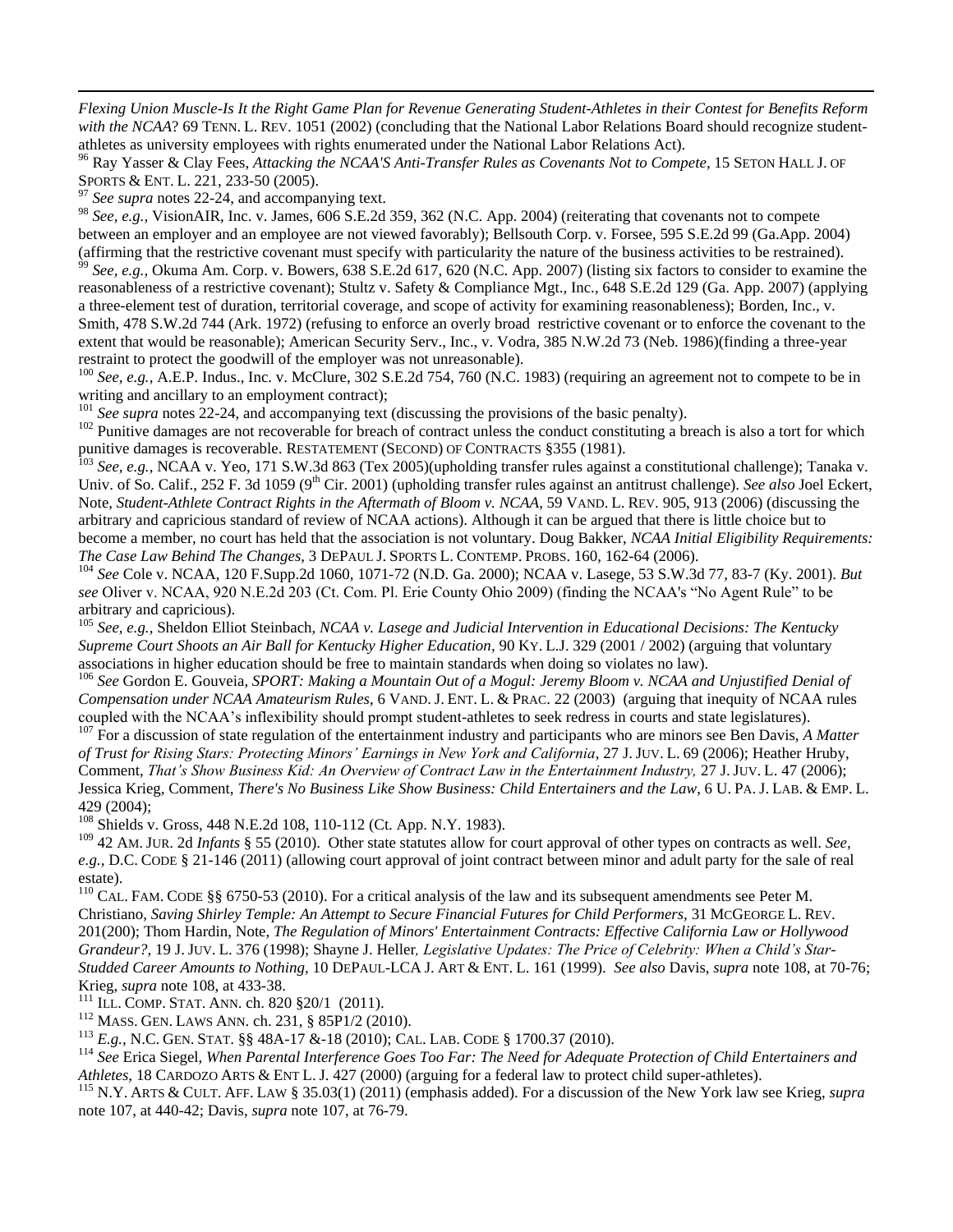*Flexing Union Muscle-Is It the Right Game Plan for Revenue Generating Student-Athletes in their Contest for Benefits Reform with the NCAA*? 69 TENN. L. REV. 1051 (2002) (concluding that the National Labor Relations Board should recognize student-athletes as university employees with rights enumerated under the National Labor Relations Act).

[96] Ray Yasser & Clay Fees, *Attacking the NCAA'S Anti-Transfer Rules as Covenants Not to Compete*, 15 SETON HALL J. OF SPORTS & ENT. L. 221, 233-50 (2005).

[97] *See supra* notes 22-24, and accompanying text.

[98] *See, e.g.,* VisionAIR, Inc. v. James, 606 S.E.2d 359, 362 (N.C. App. 2004) (reiterating that covenants not to compete between an employer and an employee are not viewed favorably); Bellsouth Corp. v. Forsee, 595 S.E.2d 99 (Ga.App. 2004) (affirming that the restrictive covenant must specify with particularity the nature of the business activities to be restrained).

[99] *See, e.g.,* Okuma Am. Corp. v. Bowers, 638 S.E.2d 617, 620 (N.C. App. 2007) (listing six factors to consider to examine the reasonableness of a restrictive covenant); Stultz v. Safety & Compliance Mgt., Inc., 648 S.E.2d 129 (Ga. App. 2007) (applying a three-element test of duration, territorial coverage, and scope of activity for examining reasonableness); Borden, Inc., v. Smith, 478 S.W.2d 744 (Ark. 1972) (refusing to enforce an overly broad restrictive covenant or to enforce the covenant to the extent that would be reasonable); American Security Serv., Inc., v. Vodra, 385 N.W.2d 73 (Neb. 1986)(finding a three-year restraint to protect the goodwill of the employer was not unreasonable).

[100] *See, e.g.,* A.E.P. Indus., Inc. v. McClure, 302 S.E.2d 754, 760 (N.C. 1983) (requiring an agreement not to compete to be in writing and ancillary to an employment contract);

[101] *See supra* notes 22-24, and accompanying text (discussing the provisions of the basic penalty).

[102] Punitive damages are not recoverable for breach of contract unless the conduct constituting a breach is also a tort for which punitive damages is recoverable. RESTATEMENT (SECOND) OF CONTRACTS §355 (1981).

[103] *See, e.g.,* NCAA v. Yeo, 171 S.W.3d 863 (Tex 2005)(upholding transfer rules against a constitutional challenge); Tanaka v. Univ. of So. Calif., 252 F. 3d 1059 (9th Cir. 2001) (upholding transfer rules against an antitrust challenge). *See also* Joel Eckert, Note, *Student-Athlete Contract Rights in the Aftermath of Bloom v. NCAA*, 59 VAND. L. REV. 905, 913 (2006) (discussing the arbitrary and capricious standard of review of NCAA actions). Although it can be argued that there is little choice but to become a member, no court has held that the association is not voluntary. Doug Bakker, *NCAA Initial Eligibility Requirements: The Case Law Behind The Changes*, 3 DEPAUL J. SPORTS L. CONTEMP. PROBS. 160, 162-64 (2006).

[104] *See* Cole v. NCAA, 120 F.Supp.2d 1060, 1071-72 (N.D. Ga. 2000); NCAA v. Lasege, 53 S.W.3d 77, 83-7 (Ky. 2001). *But see* Oliver v. NCAA, 920 N.E.2d 203 (Ct. Com. Pl. Erie County Ohio 2009) (finding the NCAA's "No Agent Rule" to be arbitrary and capricious).

[105] *See, e.g.,* Sheldon Elliot Steinbach, *NCAA v. Lasege and Judicial Intervention in Educational Decisions: The Kentucky Supreme Court Shoots an Air Ball for Kentucky Higher Education*, 90 KY. L.J. 329 (2001 / 2002) (arguing that voluntary associations in higher education should be free to maintain standards when doing so violates no law).

[106] *See* Gordon E. Gouveia, *SPORT: Making a Mountain Out of a Mogul: Jeremy Bloom v. NCAA and Unjustified Denial of Compensation under NCAA Amateurism Rules*, 6 VAND. J. ENT. L. & PRAC. 22 (2003) (arguing that inequity of NCAA rules coupled with the NCAA's inflexibility should prompt student-athletes to seek redress in courts and state legislatures).

[107] For a discussion of state regulation of the entertainment industry and participants who are minors see Ben Davis, *A Matter of Trust for Rising Stars: Protecting Minors' Earnings in New York and California*, 27 J. JUV. L. 69 (2006); Heather Hruby, Comment, *That's Show Business Kid: An Overview of Contract Law in the Entertainment Industry,* 27 J. JUV. L. 47 (2006); Jessica Krieg, Comment, *There's No Business Like Show Business: Child Entertainers and the Law*, 6 U. PA. J. LAB. & EMP. L. 429 (2004);

[108] Shields v. Gross, 448 N.E.2d 108, 110-112 (Ct. App. N.Y. 1983).

[109] 42 AM. JUR. 2d *Infants* § 55 (2010). Other state statutes allow for court approval of other types on contracts as well. *See, e.g.,* D.C. CODE § 21-146 (2011) (allowing court approval of joint contract between minor and adult party for the sale of real estate).

[110] CAL. FAM. CODE §§ 6750-53 (2010). For a critical analysis of the law and its subsequent amendments see Peter M. Christiano, *Saving Shirley Temple: An Attempt to Secure Financial Futures for Child Performers*, 31 MCGEORGE L. REV. 201(200); Thom Hardin, Note, *The Regulation of Minors' Entertainment Contracts: Effective California Law or Hollywood Grandeur?*, 19 J. JUV. L. 376 (1998); Shayne J. Heller*, Legislative Updates: The Price of Celebrity: When a Child's Star-Studded Career Amounts to Nothing,* 10 DEPAUL-LCA J. ART & ENT. L. 161 (1999). *See also* Davis, *supra* note 108, at 70-76; Krieg, *supra* note 108, at 433-38.

[111] ILL. COMP. STAT. ANN. ch. 820 §20/1 (2011).

[112] MASS. GEN. LAWS ANN. ch. 231, § 85P1/2 (2010).

[113] *E.g.,* N.C. GEN. STAT. §§ 48A-17 &-18 (2010); CAL. LAB. CODE § 1700.37 (2010).

[114] *See* Erica Siegel, *When Parental Interference Goes Too Far: The Need for Adequate Protection of Child Entertainers and Athletes,* 18 CARDOZO ARTS & ENT L. J. 427 (2000) (arguing for a federal law to protect child super-athletes).

[115] N.Y. ARTS & CULT. AFF. LAW § 35.03(1) (2011) (emphasis added). For a discussion of the New York law see Krieg, *supra* note 107, at 440-42; Davis, *supra* note 107, at 76-79.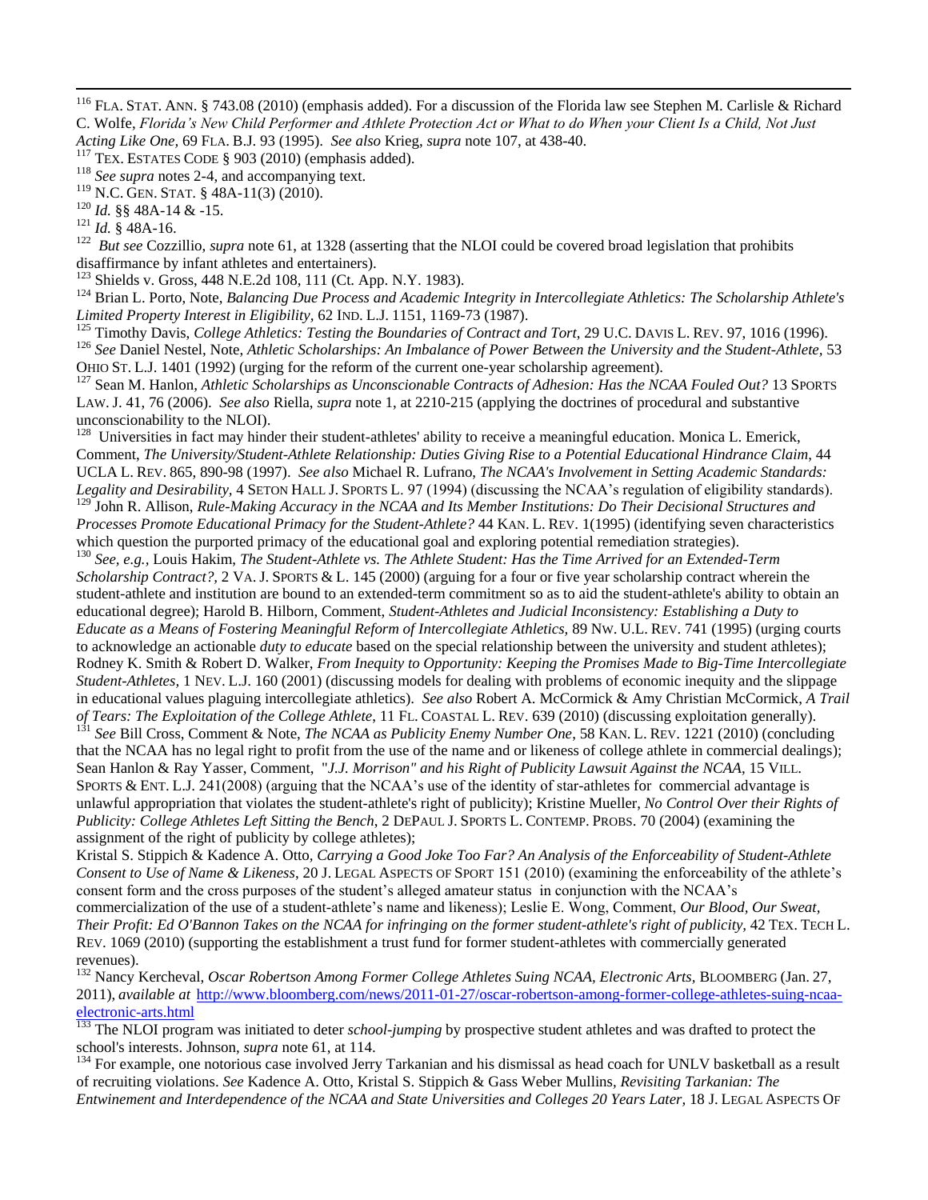[116] FLA. STAT. ANN. § 743.08 (2010) (emphasis added). For a discussion of the Florida law see Stephen M. Carlisle & Richard C. Wolfe, *Florida's New Child Performer and Athlete Protection Act or What to do When your Client Is a Child, Not Just Acting Like One*, 69 FLA. B.J. 93 (1995). *See also* Krieg, *supra* note 107, at 438-40.

[117] TEX. ESTATES CODE § 903 (2010) (emphasis added).

[118] *See supra* notes 2-4, and accompanying text.

[119] N.C. GEN. STAT. § 48A-11(3) (2010).

[120] *Id.* §§ 48A-14 & -15.

[121] *Id.* § 48A-16.

[122] *But see* Cozzillio, *supra* note 61, at 1328 (asserting that the NLOI could be covered broad legislation that prohibits disaffirmance by infant athletes and entertainers).

[123] Shields v. Gross, 448 N.E.2d 108, 111 (Ct. App. N.Y. 1983).

[124] Brian L. Porto, Note, *Balancing Due Process and Academic Integrity in Intercollegiate Athletics: The Scholarship Athlete's Limited Property Interest in Eligibility*, 62 IND. L.J. 1151, 1169-73 (1987).

[125] Timothy Davis, *College Athletics: Testing the Boundaries of Contract and Tort*, 29 U.C. DAVIS L. REV. 97, 1016 (1996).

[126] *See* Daniel Nestel, Note, *Athletic Scholarships: An Imbalance of Power Between the University and the Student-Athlete*, 53 OHIO ST. L.J. 1401 (1992) (urging for the reform of the current one-year scholarship agreement).

[127] Sean M. Hanlon, *Athletic Scholarships as Unconscionable Contracts of Adhesion: Has the NCAA Fouled Out?* 13 SPORTS LAW. J. 41, 76 (2006). *See also* Riella, *supra* note 1, at 2210-215 (applying the doctrines of procedural and substantive unconscionability to the NLOI).

[128] Universities in fact may hinder their student-athletes' ability to receive a meaningful education. Monica L. Emerick, Comment, *The University/Student-Athlete Relationship: Duties Giving Rise to a Potential Educational Hindrance Claim*, 44 UCLA L. REV. 865, 890-98 (1997). *See also* Michael R. Lufrano, *The NCAA's Involvement in Setting Academic Standards: Legality and Desirability*, 4 SETON HALL J. SPORTS L. 97 (1994) (discussing the NCAA's regulation of eligibility standards).

[129] John R. Allison, *Rule-Making Accuracy in the NCAA and Its Member Institutions: Do Their Decisional Structures and Processes Promote Educational Primacy for the Student-Athlete?* 44 KAN. L. REV. 1(1995) (identifying seven characteristics which question the purported primacy of the educational goal and exploring potential remediation strategies).

[130] *See, e.g.,* Louis Hakim, *The Student-Athlete vs. The Athlete Student: Has the Time Arrived for an Extended-Term Scholarship Contract?*, 2 VA. J. SPORTS & L. 145 (2000) (arguing for a four or five year scholarship contract wherein the student-athlete and institution are bound to an extended-term commitment so as to aid the student-athlete's ability to obtain an educational degree); Harold B. Hilborn, Comment, *Student-Athletes and Judicial Inconsistency: Establishing a Duty to Educate as a Means of Fostering Meaningful Reform of Intercollegiate Athletics,* 89 NW. U.L. REV. 741 (1995) (urging courts to acknowledge an actionable *duty to educate* based on the special relationship between the university and student athletes); Rodney K. Smith & Robert D. Walker, *From Inequity to Opportunity: Keeping the Promises Made to Big-Time Intercollegiate Student-Athletes*, 1 NEV. L.J. 160 (2001) (discussing models for dealing with problems of economic inequity and the slippage in educational values plaguing intercollegiate athletics). *See also* Robert A. McCormick & Amy Christian McCormick, *A Trail of Tears: The Exploitation of the College Athlete*, 11 FL. COASTAL L. REV. 639 (2010) (discussing exploitation generally).

[131] *See* Bill Cross, Comment & Note, *The NCAA as Publicity Enemy Number One*, 58 KAN. L. REV. 1221 (2010) (concluding that the NCAA has no legal right to profit from the use of the name and or likeness of college athlete in commercial dealings); Sean Hanlon & Ray Yasser, Comment, "*J.J. Morrison" and his Right of Publicity Lawsuit Against the NCAA*, 15 VILL. SPORTS & ENT. L.J. 241(2008) (arguing that the NCAA's use of the identity of star-athletes for commercial advantage is unlawful appropriation that violates the student-athlete's right of publicity); Kristine Mueller, *No Control Over their Rights of Publicity: College Athletes Left Sitting the Bench*, 2 DEPAUL J. SPORTS L. CONTEMP. PROBS. 70 (2004) (examining the assignment of the right of publicity by college athletes);
Kristal S. Stippich & Kadence A. Otto, *Carrying a Good Joke Too Far? An Analysis of the Enforceability of Student-Athlete Consent to Use of Name & Likeness*, 20 J. LEGAL ASPECTS OF SPORT 151 (2010) (examining the enforceability of the athlete's consent form and the cross purposes of the student's alleged amateur status in conjunction with the NCAA's commercialization of the use of a student-athlete's name and likeness); Leslie E. Wong, Comment, *Our Blood, Our Sweat, Their Profit: Ed O'Bannon Takes on the NCAA for infringing on the former student-athlete's right of publicity*, 42 TEX. TECH L. REV. 1069 (2010) (supporting the establishment a trust fund for former student-athletes with commercially generated revenues).

[132] Nancy Kercheval, *Oscar Robertson Among Former College Athletes Suing NCAA, Electronic Arts*, BLOOMBERG (Jan. 27, 2011), *available at* http://www.bloomberg.com/news/2011-01-27/oscar-robertson-among-former-college-athletes-suing-ncaa-electronic-arts.html

[133] The NLOI program was initiated to deter *school-jumping* by prospective student athletes and was drafted to protect the school's interests. Johnson, *supra* note 61, at 114.

[134] For example, one notorious case involved Jerry Tarkanian and his dismissal as head coach for UNLV basketball as a result of recruiting violations. *See* Kadence A. Otto, Kristal S. Stippich & Gass Weber Mullins, *Revisiting Tarkanian: The Entwinement and Interdependence of the NCAA and State Universities and Colleges 20 Years Later*, 18 J. LEGAL ASPECTS OF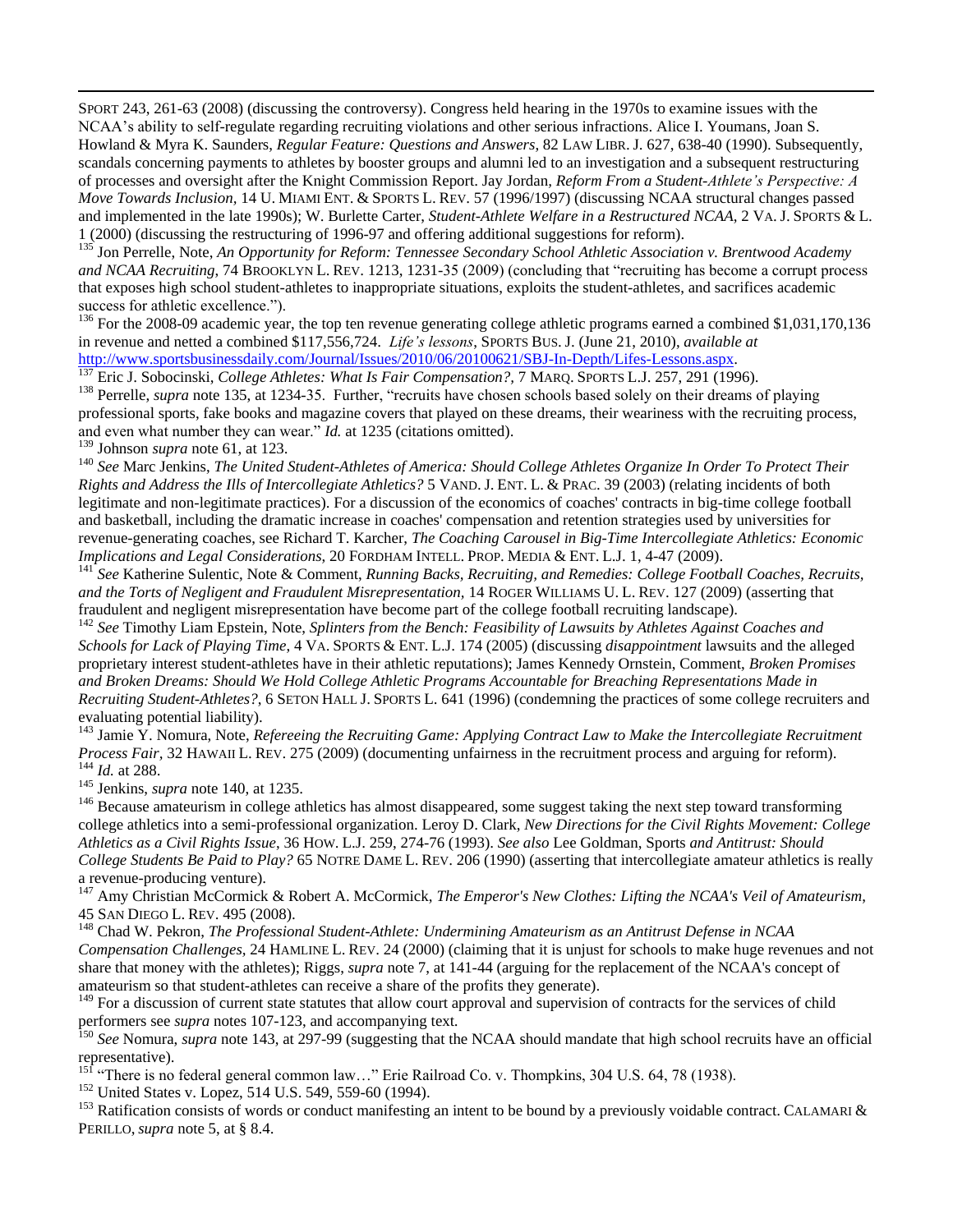SPORT 243, 261-63 (2008) (discussing the controversy). Congress held hearing in the 1970s to examine issues with the NCAA's ability to self-regulate regarding recruiting violations and other serious infractions. Alice I. Youmans, Joan S. Howland & Myra K. Saunders, *Regular Feature: Questions and Answers*, 82 LAW LIBR. J. 627, 638-40 (1990). Subsequently, scandals concerning payments to athletes by booster groups and alumni led to an investigation and a subsequent restructuring of processes and oversight after the Knight Commission Report. Jay Jordan, *Reform From a Student-Athlete's Perspective: A Move Towards Inclusion*, 14 U. MIAMI ENT. & SPORTS L. REV. 57 (1996/1997) (discussing NCAA structural changes passed and implemented in the late 1990s); W. Burlette Carter, *Student-Athlete Welfare in a Restructured NCAA*, 2 VA. J. SPORTS & L. 1 (2000) (discussing the restructuring of 1996-97 and offering additional suggestions for reform).

[135] Jon Perrelle, Note, *An Opportunity for Reform: Tennessee Secondary School Athletic Association v. Brentwood Academy and NCAA Recruiting*, 74 BROOKLYN L. REV. 1213, 1231-35 (2009) (concluding that "recruiting has become a corrupt process that exposes high school student-athletes to inappropriate situations, exploits the student-athletes, and sacrifices academic success for athletic excellence.").

[136] For the 2008-09 academic year, the top ten revenue generating college athletic programs earned a combined $1,031,170,136 in revenue and netted a combined $117,556,724. *Life's lessons*, SPORTS BUS. J. (June 21, 2010), *available at* http://www.sportsbusinessdaily.com/Journal/Issues/2010/06/20100621/SBJ-In-Depth/Lifes-Lessons.aspx.

[137] Eric J. Sobocinski, *College Athletes: What Is Fair Compensation?*, 7 MARQ. SPORTS L.J. 257, 291 (1996).

[138] Perrelle, *supra* note 135, at 1234-35. Further, "recruits have chosen schools based solely on their dreams of playing professional sports, fake books and magazine covers that played on these dreams, their weariness with the recruiting process, and even what number they can wear." *Id.* at 1235 (citations omitted).

[139] Johnson *supra* note 61, at 123.

[140] *See* Marc Jenkins, *The United Student-Athletes of America: Should College Athletes Organize In Order To Protect Their Rights and Address the Ills of Intercollegiate Athletics?* 5 VAND. J. ENT. L. & PRAC. 39 (2003) (relating incidents of both legitimate and non-legitimate practices). For a discussion of the economics of coaches' contracts in big-time college football and basketball, including the dramatic increase in coaches' compensation and retention strategies used by universities for revenue-generating coaches, see Richard T. Karcher, *The Coaching Carousel in Big-Time Intercollegiate Athletics: Economic Implications and Legal Considerations*, 20 FORDHAM INTELL. PROP. MEDIA & ENT. L.J. 1, 4-47 (2009).

[141] *See* Katherine Sulentic, Note & Comment, *Running Backs, Recruiting, and Remedies: College Football Coaches, Recruits, and the Torts of Negligent and Fraudulent Misrepresentation*, 14 ROGER WILLIAMS U. L. REV. 127 (2009) (asserting that fraudulent and negligent misrepresentation have become part of the college football recruiting landscape).

[142] *See* Timothy Liam Epstein, Note, *Splinters from the Bench: Feasibility of Lawsuits by Athletes Against Coaches and Schools for Lack of Playing Time*, 4 VA. SPORTS & ENT. L.J. 174 (2005) (discussing *disappointment* lawsuits and the alleged proprietary interest student-athletes have in their athletic reputations); James Kennedy Ornstein, Comment, *Broken Promises and Broken Dreams: Should We Hold College Athletic Programs Accountable for Breaching Representations Made in Recruiting Student-Athletes?*, 6 SETON HALL J. SPORTS L. 641 (1996) (condemning the practices of some college recruiters and evaluating potential liability).

[143] Jamie Y. Nomura, Note, *Refereeing the Recruiting Game: Applying Contract Law to Make the Intercollegiate Recruitment Process Fair*, 32 HAWAII L. REV. 275 (2009) (documenting unfairness in the recruitment process and arguing for reform).

[144] *Id.* at 288.

[145] Jenkins, *supra* note 140, at 1235.

[146] Because amateurism in college athletics has almost disappeared, some suggest taking the next step toward transforming college athletics into a semi-professional organization. Leroy D. Clark, *New Directions for the Civil Rights Movement: College Athletics as a Civil Rights Issue*, 36 HOW. L.J. 259, 274-76 (1993). *See also* Lee Goldman, Sports *and Antitrust: Should College Students Be Paid to Play?* 65 NOTRE DAME L. REV. 206 (1990) (asserting that intercollegiate amateur athletics is really a revenue-producing venture).

[147] Amy Christian McCormick & Robert A. McCormick, *The Emperor's New Clothes: Lifting the NCAA's Veil of Amateurism*, 45 SAN DIEGO L. REV. 495 (2008).

[148] Chad W. Pekron, *The Professional Student-Athlete: Undermining Amateurism as an Antitrust Defense in NCAA Compensation Challenges*, 24 HAMLINE L. REV. 24 (2000) (claiming that it is unjust for schools to make huge revenues and not share that money with the athletes); Riggs, *supra* note 7, at 141-44 (arguing for the replacement of the NCAA's concept of amateurism so that student-athletes can receive a share of the profits they generate).

[149] For a discussion of current state statutes that allow court approval and supervision of contracts for the services of child performers see *supra* notes 107-123, and accompanying text.

[150] *See* Nomura, *supra* note 143, at 297-99 (suggesting that the NCAA should mandate that high school recruits have an official representative).

[151] "There is no federal general common law…" Erie Railroad Co. v. Thompkins, 304 U.S. 64, 78 (1938).

[152] United States v. Lopez, 514 U.S. 549, 559-60 (1994).

[153] Ratification consists of words or conduct manifesting an intent to be bound by a previously voidable contract. CALAMARI & PERILLO, *supra* note 5, at § 8.4.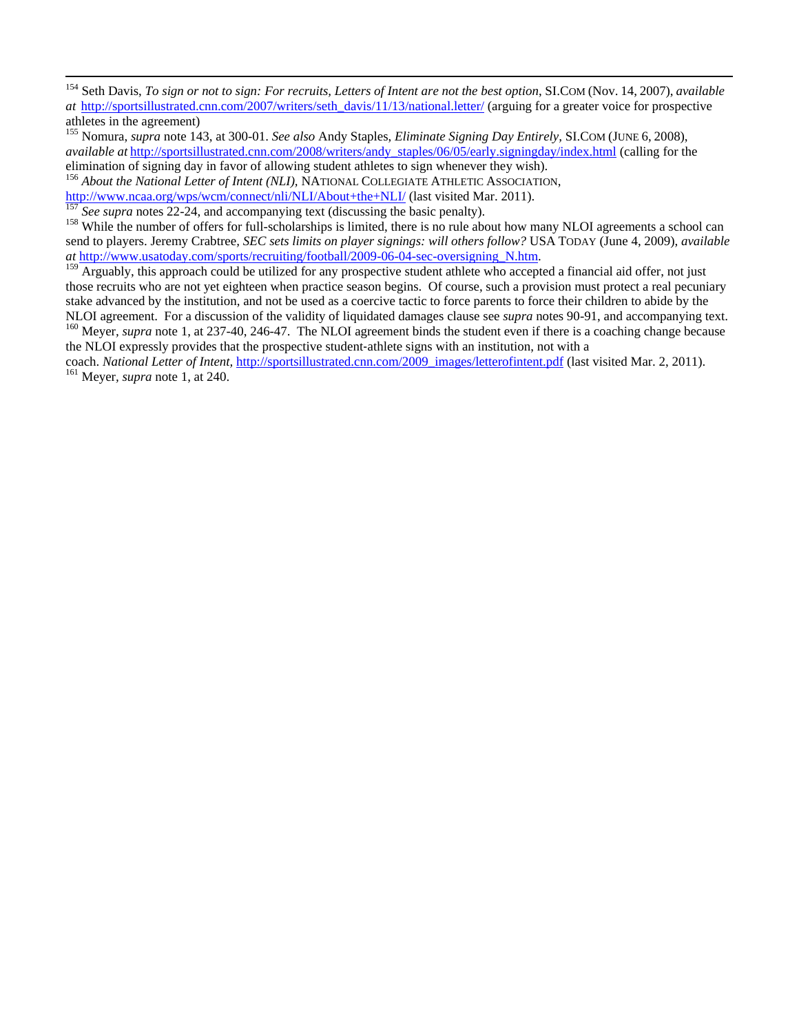[154] Seth Davis, *To sign or not to sign: For recruits, Letters of Intent are not the best option*, SI.COM (Nov. 14, 2007), *available at* http://sportsillustrated.cnn.com/2007/writers/seth_davis/11/13/national.letter/ (arguing for a greater voice for prospective athletes in the agreement)

[155] Nomura, *supra* note 143, at 300-01. *See also* Andy Staples, *Eliminate Signing Day Entirely,* SI.COM (JUNE 6, 2008), *available at* http://sportsillustrated.cnn.com/2008/writers/andy_staples/06/05/early.signingday/index.html (calling for the elimination of signing day in favor of allowing student athletes to sign whenever they wish).

[156] *About the National Letter of Intent (NLI),* NATIONAL COLLEGIATE ATHLETIC ASSOCIATION, http://www.ncaa.org/wps/wcm/connect/nli/NLI/About+the+NLI/ (last visited Mar. 2011).

[157] *See supra* notes 22-24, and accompanying text (discussing the basic penalty).

[158] While the number of offers for full-scholarships is limited, there is no rule about how many NLOI agreements a school can send to players. Jeremy Crabtree, *SEC sets limits on player signings: will others follow?* USA TODAY (June 4, 2009), *available at* http://www.usatoday.com/sports/recruiting/football/2009-06-04-sec-oversigning_N.htm.

[159] Arguably, this approach could be utilized for any prospective student athlete who accepted a financial aid offer, not just those recruits who are not yet eighteen when practice season begins. Of course, such a provision must protect a real pecuniary stake advanced by the institution, and not be used as a coercive tactic to force parents to force their children to abide by the NLOI agreement. For a discussion of the validity of liquidated damages clause see *supra* notes 90-91, and accompanying text.

[160] Meyer, *supra* note 1, at 237-40, 246-47. The NLOI agreement binds the student even if there is a coaching change because the NLOI expressly provides that the prospective student-athlete signs with an institution, not with a coach. *National Letter of Intent,* http://sportsillustrated.cnn.com/2009_images/letterofintent.pdf (last visited Mar. 2, 2011).

[161] Meyer, *supra* note 1, at 240.